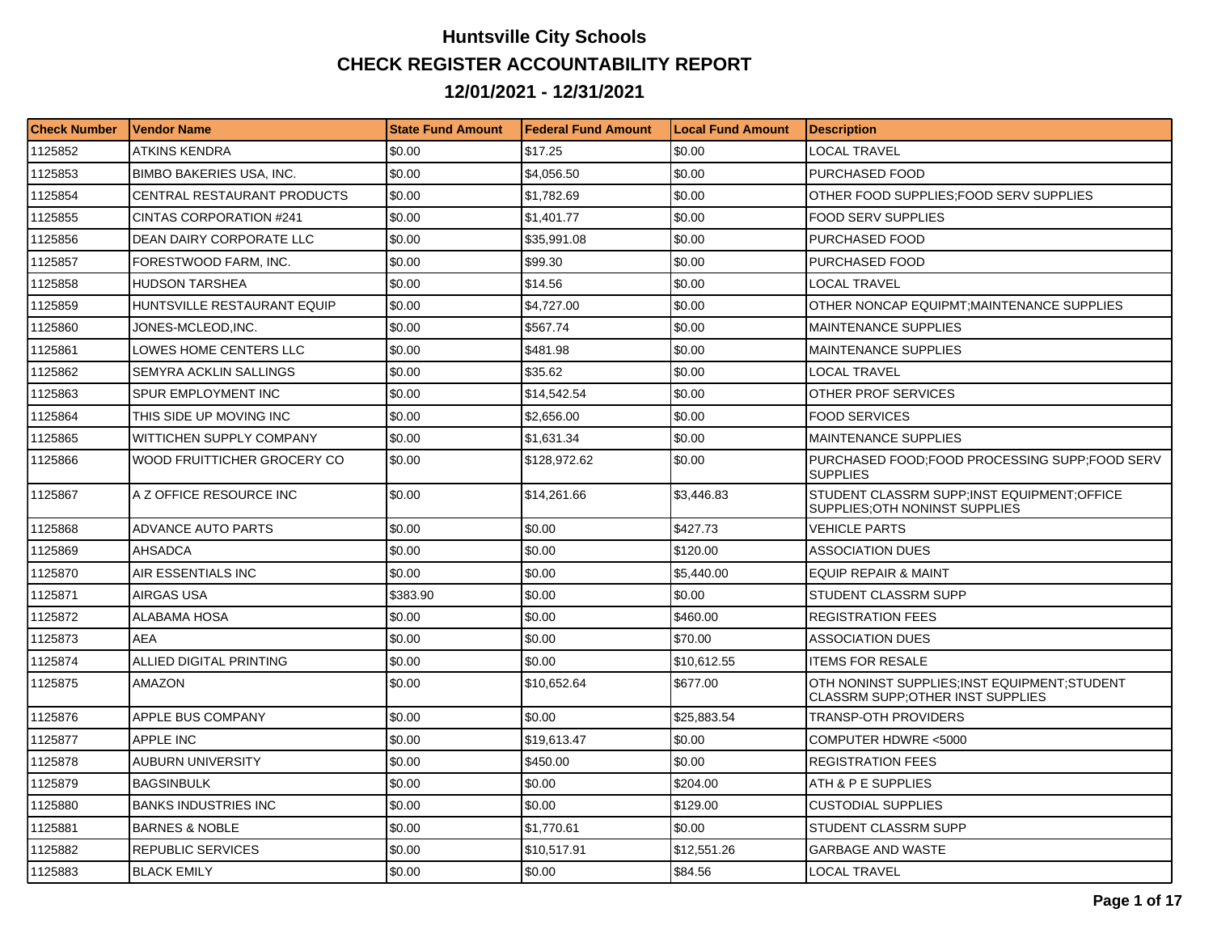# Huntsville City Schools

## CHECK REGISTER ACCOUNTABILITY REPORT

## 12/01/2021 - 12/31/2021

| Check Number | Vendor Name | State Fund Amount | Federal Fund Amount | Local Fund Amount | Description |
|---|---|---|---|---|---|
| 1125852 | ATKINS KENDRA | $0.00 | $17.25 | $0.00 | LOCAL TRAVEL |
| 1125853 | BIMBO BAKERIES USA, INC. | $0.00 | $4,056.50 | $0.00 | PURCHASED FOOD |
| 1125854 | CENTRAL RESTAURANT PRODUCTS | $0.00 | $1,782.69 | $0.00 | OTHER FOOD SUPPLIES;FOOD SERV SUPPLIES |
| 1125855 | CINTAS CORPORATION #241 | $0.00 | $1,401.77 | $0.00 | FOOD SERV SUPPLIES |
| 1125856 | DEAN DAIRY CORPORATE LLC | $0.00 | $35,991.08 | $0.00 | PURCHASED FOOD |
| 1125857 | FORESTWOOD FARM, INC. | $0.00 | $99.30 | $0.00 | PURCHASED FOOD |
| 1125858 | HUDSON TARSHEA | $0.00 | $14.56 | $0.00 | LOCAL TRAVEL |
| 1125859 | HUNTSVILLE RESTAURANT EQUIP | $0.00 | $4,727.00 | $0.00 | OTHER NONCAP EQUIPMT;MAINTENANCE SUPPLIES |
| 1125860 | JONES-MCLEOD,INC. | $0.00 | $567.74 | $0.00 | MAINTENANCE SUPPLIES |
| 1125861 | LOWES HOME CENTERS LLC | $0.00 | $481.98 | $0.00 | MAINTENANCE SUPPLIES |
| 1125862 | SEMYRA ACKLIN SALLINGS | $0.00 | $35.62 | $0.00 | LOCAL TRAVEL |
| 1125863 | SPUR EMPLOYMENT INC | $0.00 | $14,542.54 | $0.00 | OTHER PROF SERVICES |
| 1125864 | THIS SIDE UP MOVING INC | $0.00 | $2,656.00 | $0.00 | FOOD SERVICES |
| 1125865 | WITTICHEN SUPPLY COMPANY | $0.00 | $1,631.34 | $0.00 | MAINTENANCE SUPPLIES |
| 1125866 | WOOD FRUITTICHER GROCERY CO | $0.00 | $128,972.62 | $0.00 | PURCHASED FOOD;FOOD PROCESSING SUPP;FOOD SERV SUPPLIES |
| 1125867 | A Z OFFICE RESOURCE INC | $0.00 | $14,261.66 | $3,446.83 | STUDENT CLASSRM SUPP;INST EQUIPMENT;OFFICE SUPPLIES;OTH NONINST SUPPLIES |
| 1125868 | ADVANCE AUTO PARTS | $0.00 | $0.00 | $427.73 | VEHICLE PARTS |
| 1125869 | AHSADCA | $0.00 | $0.00 | $120.00 | ASSOCIATION DUES |
| 1125870 | AIR ESSENTIALS INC | $0.00 | $0.00 | $5,440.00 | EQUIP REPAIR & MAINT |
| 1125871 | AIRGAS USA | $383.90 | $0.00 | $0.00 | STUDENT CLASSRM SUPP |
| 1125872 | ALABAMA HOSA | $0.00 | $0.00 | $460.00 | REGISTRATION FEES |
| 1125873 | AEA | $0.00 | $0.00 | $70.00 | ASSOCIATION DUES |
| 1125874 | ALLIED DIGITAL PRINTING | $0.00 | $0.00 | $10,612.55 | ITEMS FOR RESALE |
| 1125875 | AMAZON | $0.00 | $10,652.64 | $677.00 | OTH NONINST SUPPLIES;INST EQUIPMENT;STUDENT CLASSRM SUPP;OTHER INST SUPPLIES |
| 1125876 | APPLE BUS COMPANY | $0.00 | $0.00 | $25,883.54 | TRANSP-OTH PROVIDERS |
| 1125877 | APPLE INC | $0.00 | $19,613.47 | $0.00 | COMPUTER HDWRE <5000 |
| 1125878 | AUBURN UNIVERSITY | $0.00 | $450.00 | $0.00 | REGISTRATION FEES |
| 1125879 | BAGSINBULK | $0.00 | $0.00 | $204.00 | ATH & P E SUPPLIES |
| 1125880 | BANKS INDUSTRIES INC | $0.00 | $0.00 | $129.00 | CUSTODIAL SUPPLIES |
| 1125881 | BARNES & NOBLE | $0.00 | $1,770.61 | $0.00 | STUDENT CLASSRM SUPP |
| 1125882 | REPUBLIC SERVICES | $0.00 | $10,517.91 | $12,551.26 | GARBAGE AND WASTE |
| 1125883 | BLACK EMILY | $0.00 | $0.00 | $84.56 | LOCAL TRAVEL |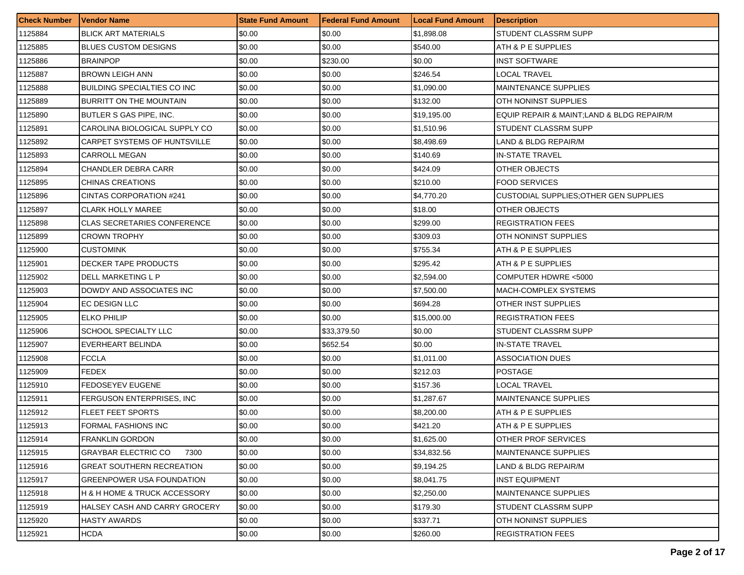| Check Number | Vendor Name | State Fund Amount | Federal Fund Amount | Local Fund Amount | Description |
|---|---|---|---|---|---|
| 1125884 | BLICK ART MATERIALS | $0.00 | $0.00 | $1,898.08 | STUDENT CLASSRM SUPP |
| 1125885 | BLUES CUSTOM DESIGNS | $0.00 | $0.00 | $540.00 | ATH & P E SUPPLIES |
| 1125886 | BRAINPOP | $0.00 | $230.00 | $0.00 | INST SOFTWARE |
| 1125887 | BROWN LEIGH ANN | $0.00 | $0.00 | $246.54 | LOCAL TRAVEL |
| 1125888 | BUILDING SPECIALTIES CO INC | $0.00 | $0.00 | $1,090.00 | MAINTENANCE SUPPLIES |
| 1125889 | BURRITT ON THE MOUNTAIN | $0.00 | $0.00 | $132.00 | OTH NONINST SUPPLIES |
| 1125890 | BUTLER S GAS PIPE, INC. | $0.00 | $0.00 | $19,195.00 | EQUIP REPAIR & MAINT;LAND & BLDG REPAIR/M |
| 1125891 | CAROLINA BIOLOGICAL SUPPLY CO | $0.00 | $0.00 | $1,510.96 | STUDENT CLASSRM SUPP |
| 1125892 | CARPET SYSTEMS OF HUNTSVILLE | $0.00 | $0.00 | $8,498.69 | LAND & BLDG REPAIR/M |
| 1125893 | CARROLL MEGAN | $0.00 | $0.00 | $140.69 | IN-STATE TRAVEL |
| 1125894 | CHANDLER DEBRA CARR | $0.00 | $0.00 | $424.09 | OTHER OBJECTS |
| 1125895 | CHINAS CREATIONS | $0.00 | $0.00 | $210.00 | FOOD SERVICES |
| 1125896 | CINTAS CORPORATION #241 | $0.00 | $0.00 | $4,770.20 | CUSTODIAL SUPPLIES;OTHER GEN SUPPLIES |
| 1125897 | CLARK HOLLY MAREE | $0.00 | $0.00 | $18.00 | OTHER OBJECTS |
| 1125898 | CLAS SECRETARIES CONFERENCE | $0.00 | $0.00 | $299.00 | REGISTRATION FEES |
| 1125899 | CROWN TROPHY | $0.00 | $0.00 | $309.03 | OTH NONINST SUPPLIES |
| 1125900 | CUSTOMINK | $0.00 | $0.00 | $755.34 | ATH & P E SUPPLIES |
| 1125901 | DECKER TAPE PRODUCTS | $0.00 | $0.00 | $295.42 | ATH & P E SUPPLIES |
| 1125902 | DELL MARKETING L P | $0.00 | $0.00 | $2,594.00 | COMPUTER HDWRE <5000 |
| 1125903 | DOWDY AND ASSOCIATES INC | $0.00 | $0.00 | $7,500.00 | MACH-COMPLEX SYSTEMS |
| 1125904 | EC DESIGN LLC | $0.00 | $0.00 | $694.28 | OTHER INST SUPPLIES |
| 1125905 | ELKO PHILIP | $0.00 | $0.00 | $15,000.00 | REGISTRATION FEES |
| 1125906 | SCHOOL SPECIALTY LLC | $0.00 | $33,379.50 | $0.00 | STUDENT CLASSRM SUPP |
| 1125907 | EVERHEART BELINDA | $0.00 | $652.54 | $0.00 | IN-STATE TRAVEL |
| 1125908 | FCCLA | $0.00 | $0.00 | $1,011.00 | ASSOCIATION DUES |
| 1125909 | FEDEX | $0.00 | $0.00 | $212.03 | POSTAGE |
| 1125910 | FEDOSEYEV EUGENE | $0.00 | $0.00 | $157.36 | LOCAL TRAVEL |
| 1125911 | FERGUSON ENTERPRISES, INC | $0.00 | $0.00 | $1,287.67 | MAINTENANCE SUPPLIES |
| 1125912 | FLEET FEET SPORTS | $0.00 | $0.00 | $8,200.00 | ATH & P E SUPPLIES |
| 1125913 | FORMAL FASHIONS INC | $0.00 | $0.00 | $421.20 | ATH & P E SUPPLIES |
| 1125914 | FRANKLIN GORDON | $0.00 | $0.00 | $1,625.00 | OTHER PROF SERVICES |
| 1125915 | GRAYBAR ELECTRIC CO 7300 | $0.00 | $0.00 | $34,832.56 | MAINTENANCE SUPPLIES |
| 1125916 | GREAT SOUTHERN RECREATION | $0.00 | $0.00 | $9,194.25 | LAND & BLDG REPAIR/M |
| 1125917 | GREENPOWER USA FOUNDATION | $0.00 | $0.00 | $8,041.75 | INST EQUIPMENT |
| 1125918 | H & H HOME & TRUCK ACCESSORY | $0.00 | $0.00 | $2,250.00 | MAINTENANCE SUPPLIES |
| 1125919 | HALSEY CASH AND CARRY GROCERY | $0.00 | $0.00 | $179.30 | STUDENT CLASSRM SUPP |
| 1125920 | HASTY AWARDS | $0.00 | $0.00 | $337.71 | OTH NONINST SUPPLIES |
| 1125921 | HCDA | $0.00 | $0.00 | $260.00 | REGISTRATION FEES |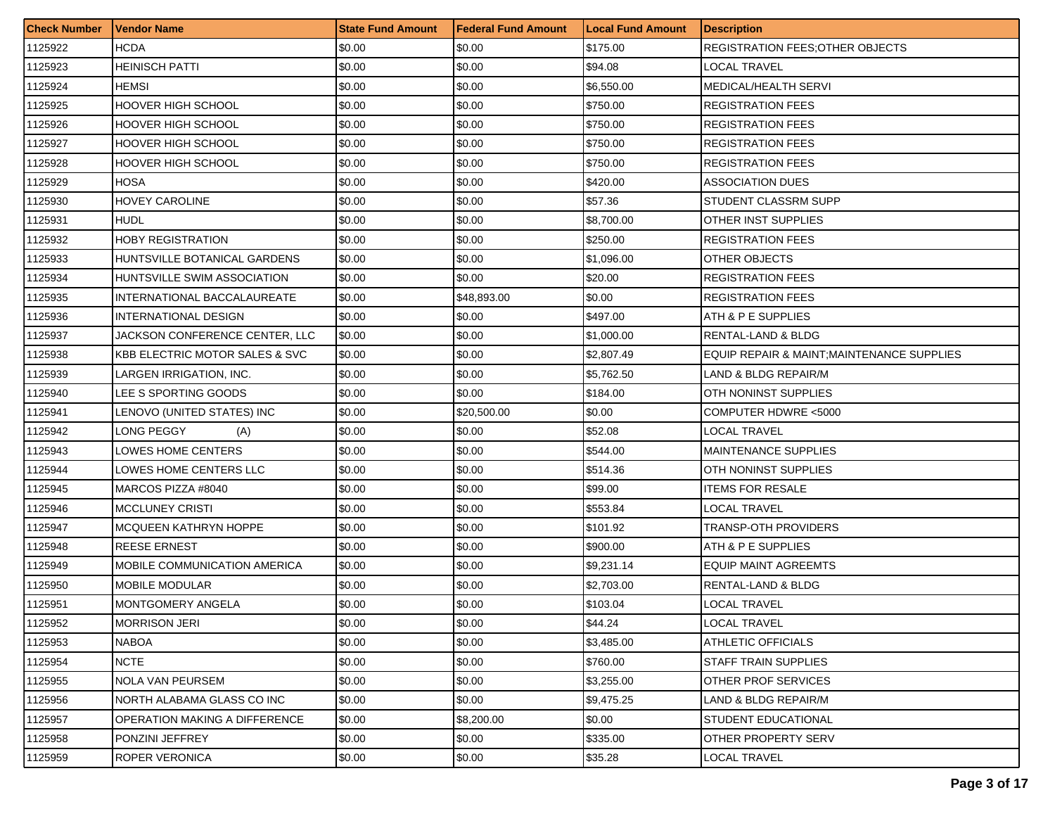| Check Number | Vendor Name | State Fund Amount | Federal Fund Amount | Local Fund Amount | Description |
|---|---|---|---|---|---|
| 1125922 | HCDA | $0.00 | $0.00 | $175.00 | REGISTRATION FEES;OTHER OBJECTS |
| 1125923 | HEINISCH PATTI | $0.00 | $0.00 | $94.08 | LOCAL TRAVEL |
| 1125924 | HEMSI | $0.00 | $0.00 | $6,550.00 | MEDICAL/HEALTH SERVI |
| 1125925 | HOOVER HIGH SCHOOL | $0.00 | $0.00 | $750.00 | REGISTRATION FEES |
| 1125926 | HOOVER HIGH SCHOOL | $0.00 | $0.00 | $750.00 | REGISTRATION FEES |
| 1125927 | HOOVER HIGH SCHOOL | $0.00 | $0.00 | $750.00 | REGISTRATION FEES |
| 1125928 | HOOVER HIGH SCHOOL | $0.00 | $0.00 | $750.00 | REGISTRATION FEES |
| 1125929 | HOSA | $0.00 | $0.00 | $420.00 | ASSOCIATION DUES |
| 1125930 | HOVEY CAROLINE | $0.00 | $0.00 | $57.36 | STUDENT CLASSRM SUPP |
| 1125931 | HUDL | $0.00 | $0.00 | $8,700.00 | OTHER INST SUPPLIES |
| 1125932 | HOBY REGISTRATION | $0.00 | $0.00 | $250.00 | REGISTRATION FEES |
| 1125933 | HUNTSVILLE BOTANICAL GARDENS | $0.00 | $0.00 | $1,096.00 | OTHER OBJECTS |
| 1125934 | HUNTSVILLE SWIM ASSOCIATION | $0.00 | $0.00 | $20.00 | REGISTRATION FEES |
| 1125935 | INTERNATIONAL BACCALAUREATE | $0.00 | $48,893.00 | $0.00 | REGISTRATION FEES |
| 1125936 | INTERNATIONAL DESIGN | $0.00 | $0.00 | $497.00 | ATH & P E SUPPLIES |
| 1125937 | JACKSON CONFERENCE CENTER, LLC | $0.00 | $0.00 | $1,000.00 | RENTAL-LAND & BLDG |
| 1125938 | KBB ELECTRIC MOTOR SALES & SVC | $0.00 | $0.00 | $2,807.49 | EQUIP REPAIR & MAINT;MAINTENANCE SUPPLIES |
| 1125939 | LARGEN IRRIGATION, INC. | $0.00 | $0.00 | $5,762.50 | LAND & BLDG REPAIR/M |
| 1125940 | LEE S SPORTING GOODS | $0.00 | $0.00 | $184.00 | OTH NONINST SUPPLIES |
| 1125941 | LENOVO (UNITED STATES) INC | $0.00 | $20,500.00 | $0.00 | COMPUTER HDWRE <5000 |
| 1125942 | LONG PEGGY (A) | $0.00 | $0.00 | $52.08 | LOCAL TRAVEL |
| 1125943 | LOWES HOME CENTERS | $0.00 | $0.00 | $544.00 | MAINTENANCE SUPPLIES |
| 1125944 | LOWES HOME CENTERS LLC | $0.00 | $0.00 | $514.36 | OTH NONINST SUPPLIES |
| 1125945 | MARCOS PIZZA #8040 | $0.00 | $0.00 | $99.00 | ITEMS FOR RESALE |
| 1125946 | MCCLUNEY CRISTI | $0.00 | $0.00 | $553.84 | LOCAL TRAVEL |
| 1125947 | MCQUEEN KATHRYN HOPPE | $0.00 | $0.00 | $101.92 | TRANSP-OTH PROVIDERS |
| 1125948 | REESE ERNEST | $0.00 | $0.00 | $900.00 | ATH & P E SUPPLIES |
| 1125949 | MOBILE COMMUNICATION AMERICA | $0.00 | $0.00 | $9,231.14 | EQUIP MAINT AGREEMTS |
| 1125950 | MOBILE MODULAR | $0.00 | $0.00 | $2,703.00 | RENTAL-LAND & BLDG |
| 1125951 | MONTGOMERY ANGELA | $0.00 | $0.00 | $103.04 | LOCAL TRAVEL |
| 1125952 | MORRISON JERI | $0.00 | $0.00 | $44.24 | LOCAL TRAVEL |
| 1125953 | NABOA | $0.00 | $0.00 | $3,485.00 | ATHLETIC OFFICIALS |
| 1125954 | NCTE | $0.00 | $0.00 | $760.00 | STAFF TRAIN SUPPLIES |
| 1125955 | NOLA VAN PEURSEM | $0.00 | $0.00 | $3,255.00 | OTHER PROF SERVICES |
| 1125956 | NORTH ALABAMA GLASS CO INC | $0.00 | $0.00 | $9,475.25 | LAND & BLDG REPAIR/M |
| 1125957 | OPERATION MAKING A DIFFERENCE | $0.00 | $8,200.00 | $0.00 | STUDENT EDUCATIONAL |
| 1125958 | PONZINI JEFFREY | $0.00 | $0.00 | $335.00 | OTHER PROPERTY SERV |
| 1125959 | ROPER VERONICA | $0.00 | $0.00 | $35.28 | LOCAL TRAVEL |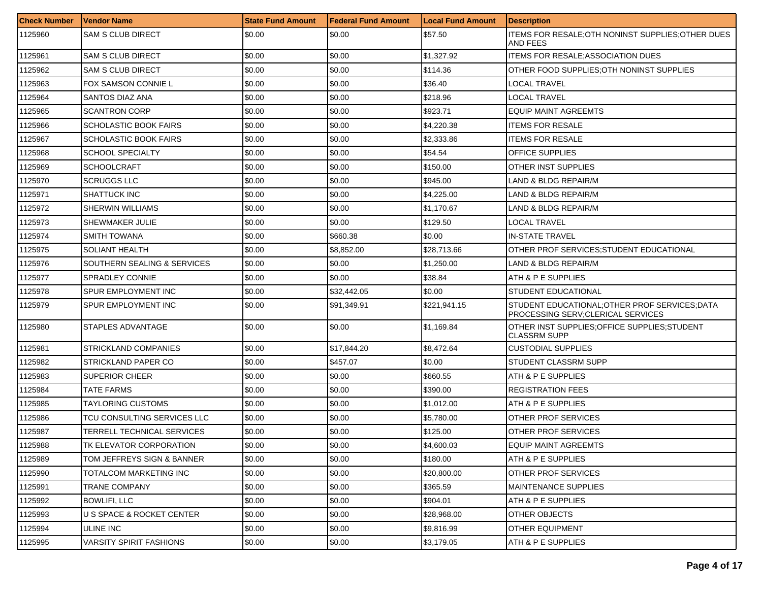| Check Number | Vendor Name | State Fund Amount | Federal Fund Amount | Local Fund Amount | Description |
| --- | --- | --- | --- | --- | --- |
| 1125960 | SAM S CLUB DIRECT | $0.00 | $0.00 | $57.50 | ITEMS FOR RESALE;OTH NONINST SUPPLIES;OTHER DUES AND FEES |
| 1125961 | SAM S CLUB DIRECT | $0.00 | $0.00 | $1,327.92 | ITEMS FOR RESALE;ASSOCIATION DUES |
| 1125962 | SAM S CLUB DIRECT | $0.00 | $0.00 | $114.36 | OTHER FOOD SUPPLIES;OTH NONINST SUPPLIES |
| 1125963 | FOX SAMSON CONNIE L | $0.00 | $0.00 | $36.40 | LOCAL TRAVEL |
| 1125964 | SANTOS DIAZ ANA | $0.00 | $0.00 | $218.96 | LOCAL TRAVEL |
| 1125965 | SCANTRON CORP | $0.00 | $0.00 | $923.71 | EQUIP MAINT AGREEMTS |
| 1125966 | SCHOLASTIC BOOK FAIRS | $0.00 | $0.00 | $4,220.38 | ITEMS FOR RESALE |
| 1125967 | SCHOLASTIC BOOK FAIRS | $0.00 | $0.00 | $2,333.86 | ITEMS FOR RESALE |
| 1125968 | SCHOOL SPECIALTY | $0.00 | $0.00 | $54.54 | OFFICE SUPPLIES |
| 1125969 | SCHOOLCRAFT | $0.00 | $0.00 | $150.00 | OTHER INST SUPPLIES |
| 1125970 | SCRUGGS LLC | $0.00 | $0.00 | $945.00 | LAND & BLDG REPAIR/M |
| 1125971 | SHATTUCK INC | $0.00 | $0.00 | $4,225.00 | LAND & BLDG REPAIR/M |
| 1125972 | SHERWIN WILLIAMS | $0.00 | $0.00 | $1,170.67 | LAND & BLDG REPAIR/M |
| 1125973 | SHEWMAKER JULIE | $0.00 | $0.00 | $129.50 | LOCAL TRAVEL |
| 1125974 | SMITH TOWANA | $0.00 | $660.38 | $0.00 | IN-STATE TRAVEL |
| 1125975 | SOLIANT HEALTH | $0.00 | $8,852.00 | $28,713.66 | OTHER PROF SERVICES;STUDENT EDUCATIONAL |
| 1125976 | SOUTHERN SEALING & SERVICES | $0.00 | $0.00 | $1,250.00 | LAND & BLDG REPAIR/M |
| 1125977 | SPRADLEY CONNIE | $0.00 | $0.00 | $38.84 | ATH & P E SUPPLIES |
| 1125978 | SPUR EMPLOYMENT INC | $0.00 | $32,442.05 | $0.00 | STUDENT EDUCATIONAL |
| 1125979 | SPUR EMPLOYMENT INC | $0.00 | $91,349.91 | $221,941.15 | STUDENT EDUCATIONAL;OTHER PROF SERVICES;DATA PROCESSING SERV;CLERICAL SERVICES |
| 1125980 | STAPLES ADVANTAGE | $0.00 | $0.00 | $1,169.84 | OTHER INST SUPPLIES;OFFICE SUPPLIES;STUDENT CLASSRM SUPP |
| 1125981 | STRICKLAND COMPANIES | $0.00 | $17,844.20 | $8,472.64 | CUSTODIAL SUPPLIES |
| 1125982 | STRICKLAND PAPER CO | $0.00 | $457.07 | $0.00 | STUDENT CLASSRM SUPP |
| 1125983 | SUPERIOR CHEER | $0.00 | $0.00 | $660.55 | ATH & P E SUPPLIES |
| 1125984 | TATE FARMS | $0.00 | $0.00 | $390.00 | REGISTRATION FEES |
| 1125985 | TAYLORING CUSTOMS | $0.00 | $0.00 | $1,012.00 | ATH & P E SUPPLIES |
| 1125986 | TCU CONSULTING SERVICES LLC | $0.00 | $0.00 | $5,780.00 | OTHER PROF SERVICES |
| 1125987 | TERRELL TECHNICAL SERVICES | $0.00 | $0.00 | $125.00 | OTHER PROF SERVICES |
| 1125988 | TK ELEVATOR CORPORATION | $0.00 | $0.00 | $4,600.03 | EQUIP MAINT AGREEMTS |
| 1125989 | TOM JEFFREYS SIGN & BANNER | $0.00 | $0.00 | $180.00 | ATH & P E SUPPLIES |
| 1125990 | TOTALCOM MARKETING INC | $0.00 | $0.00 | $20,800.00 | OTHER PROF SERVICES |
| 1125991 | TRANE COMPANY | $0.00 | $0.00 | $365.59 | MAINTENANCE SUPPLIES |
| 1125992 | BOWLIFI, LLC | $0.00 | $0.00 | $904.01 | ATH & P E SUPPLIES |
| 1125993 | U S SPACE & ROCKET CENTER | $0.00 | $0.00 | $28,968.00 | OTHER OBJECTS |
| 1125994 | ULINE INC | $0.00 | $0.00 | $9,816.99 | OTHER EQUIPMENT |
| 1125995 | VARSITY SPIRIT FASHIONS | $0.00 | $0.00 | $3,179.05 | ATH & P E SUPPLIES |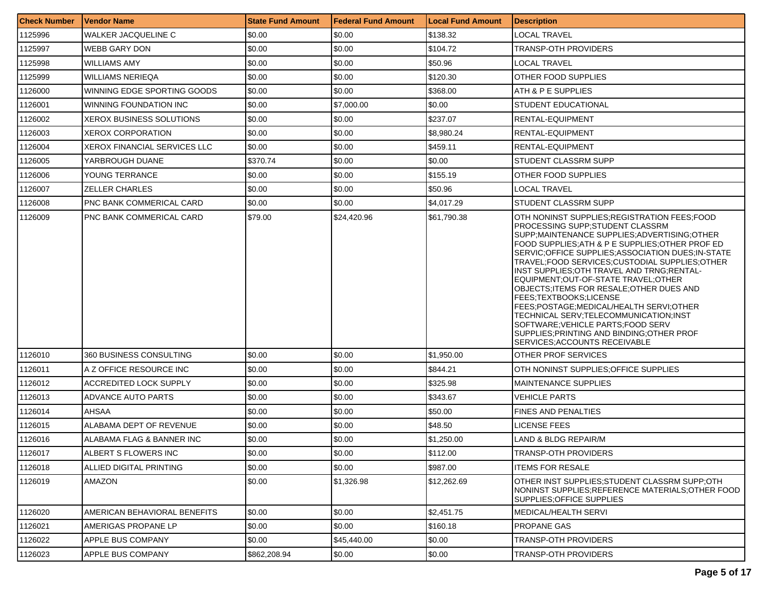| Check Number | Vendor Name | State Fund Amount | Federal Fund Amount | Local Fund Amount | Description |
| --- | --- | --- | --- | --- | --- |
| 1125996 | WALKER JACQUELINE C | $0.00 | $0.00 | $138.32 | LOCAL TRAVEL |
| 1125997 | WEBB GARY DON | $0.00 | $0.00 | $104.72 | TRANSP-OTH PROVIDERS |
| 1125998 | WILLIAMS AMY | $0.00 | $0.00 | $50.96 | LOCAL TRAVEL |
| 1125999 | WILLIAMS NERIEQA | $0.00 | $0.00 | $120.30 | OTHER FOOD SUPPLIES |
| 1126000 | WINNING EDGE SPORTING GOODS | $0.00 | $0.00 | $368.00 | ATH & P E SUPPLIES |
| 1126001 | WINNING FOUNDATION INC | $0.00 | $7,000.00 | $0.00 | STUDENT EDUCATIONAL |
| 1126002 | XEROX BUSINESS SOLUTIONS | $0.00 | $0.00 | $237.07 | RENTAL-EQUIPMENT |
| 1126003 | XEROX CORPORATION | $0.00 | $0.00 | $8,980.24 | RENTAL-EQUIPMENT |
| 1126004 | XEROX FINANCIAL SERVICES LLC | $0.00 | $0.00 | $459.11 | RENTAL-EQUIPMENT |
| 1126005 | YARBROUGH DUANE | $370.74 | $0.00 | $0.00 | STUDENT CLASSRM SUPP |
| 1126006 | YOUNG TERRANCE | $0.00 | $0.00 | $155.19 | OTHER FOOD SUPPLIES |
| 1126007 | ZELLER CHARLES | $0.00 | $0.00 | $50.96 | LOCAL TRAVEL |
| 1126008 | PNC BANK COMMERICAL CARD | $0.00 | $0.00 | $4,017.29 | STUDENT CLASSRM SUPP |
| 1126009 | PNC BANK COMMERICAL CARD | $79.00 | $24,420.96 | $61,790.38 | OTH NONINST SUPPLIES;REGISTRATION FEES;FOOD PROCESSING SUPP;STUDENT CLASSRM SUPP;MAINTENANCE SUPPLIES;ADVERTISING;OTHER FOOD SUPPLIES;ATH & P E SUPPLIES;OTHER PROF ED SERVIC;OFFICE SUPPLIES;ASSOCIATION DUES;IN-STATE TRAVEL;FOOD SERVICES;CUSTODIAL SUPPLIES;OTHER INST SUPPLIES;OTH TRAVEL AND TRNG;RENTAL-EQUIPMENT;OUT-OF-STATE TRAVEL;OTHER OBJECTS;ITEMS FOR RESALE;OTHER DUES AND FEES;TEXTBOOKS;LICENSE FEES;POSTAGE;MEDICAL/HEALTH SERVI;OTHER TECHNICAL SERV;TELECOMMUNICATION;INST SOFTWARE;VEHICLE PARTS;FOOD SERV SUPPLIES;PRINTING AND BINDING;OTHER PROF SERVICES;ACCOUNTS RECEIVABLE |
| 1126010 | 360 BUSINESS CONSULTING | $0.00 | $0.00 | $1,950.00 | OTHER PROF SERVICES |
| 1126011 | A Z OFFICE RESOURCE INC | $0.00 | $0.00 | $844.21 | OTH NONINST SUPPLIES;OFFICE SUPPLIES |
| 1126012 | ACCREDITED LOCK SUPPLY | $0.00 | $0.00 | $325.98 | MAINTENANCE SUPPLIES |
| 1126013 | ADVANCE AUTO PARTS | $0.00 | $0.00 | $343.67 | VEHICLE PARTS |
| 1126014 | AHSAA | $0.00 | $0.00 | $50.00 | FINES AND PENALTIES |
| 1126015 | ALABAMA DEPT OF REVENUE | $0.00 | $0.00 | $48.50 | LICENSE FEES |
| 1126016 | ALABAMA FLAG & BANNER INC | $0.00 | $0.00 | $1,250.00 | LAND & BLDG REPAIR/M |
| 1126017 | ALBERT S FLOWERS INC | $0.00 | $0.00 | $112.00 | TRANSP-OTH PROVIDERS |
| 1126018 | ALLIED DIGITAL PRINTING | $0.00 | $0.00 | $987.00 | ITEMS FOR RESALE |
| 1126019 | AMAZON | $0.00 | $1,326.98 | $12,262.69 | OTHER INST SUPPLIES;STUDENT CLASSRM SUPP;OTH NONINST SUPPLIES;REFERENCE MATERIALS;OTHER FOOD SUPPLIES;OFFICE SUPPLIES |
| 1126020 | AMERICAN BEHAVIORAL BENEFITS | $0.00 | $0.00 | $2,451.75 | MEDICAL/HEALTH SERVI |
| 1126021 | AMERIGAS PROPANE LP | $0.00 | $0.00 | $160.18 | PROPANE GAS |
| 1126022 | APPLE BUS COMPANY | $0.00 | $45,440.00 | $0.00 | TRANSP-OTH PROVIDERS |
| 1126023 | APPLE BUS COMPANY | $862,208.94 | $0.00 | $0.00 | TRANSP-OTH PROVIDERS |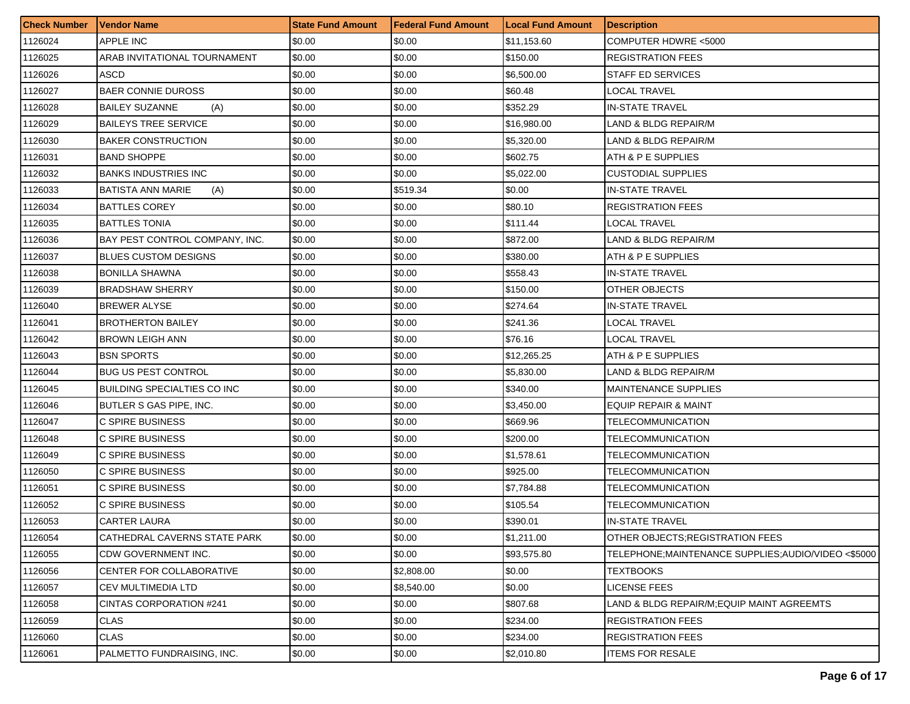| Check Number | Vendor Name | State Fund Amount | Federal Fund Amount | Local Fund Amount | Description |
| --- | --- | --- | --- | --- | --- |
| 1126024 | APPLE INC | $0.00 | $0.00 | $11,153.60 | COMPUTER HDWRE <5000 |
| 1126025 | ARAB INVITATIONAL TOURNAMENT | $0.00 | $0.00 | $150.00 | REGISTRATION FEES |
| 1126026 | ASCD | $0.00 | $0.00 | $6,500.00 | STAFF ED SERVICES |
| 1126027 | BAER CONNIE DUROSS | $0.00 | $0.00 | $60.48 | LOCAL TRAVEL |
| 1126028 | BAILEY SUZANNE (A) | $0.00 | $0.00 | $352.29 | IN-STATE TRAVEL |
| 1126029 | BAILEYS TREE SERVICE | $0.00 | $0.00 | $16,980.00 | LAND & BLDG REPAIR/M |
| 1126030 | BAKER CONSTRUCTION | $0.00 | $0.00 | $5,320.00 | LAND & BLDG REPAIR/M |
| 1126031 | BAND SHOPPE | $0.00 | $0.00 | $602.75 | ATH & P E SUPPLIES |
| 1126032 | BANKS INDUSTRIES INC | $0.00 | $0.00 | $5,022.00 | CUSTODIAL SUPPLIES |
| 1126033 | BATISTA ANN MARIE (A) | $0.00 | $519.34 | $0.00 | IN-STATE TRAVEL |
| 1126034 | BATTLES COREY | $0.00 | $0.00 | $80.10 | REGISTRATION FEES |
| 1126035 | BATTLES TONIA | $0.00 | $0.00 | $111.44 | LOCAL TRAVEL |
| 1126036 | BAY PEST CONTROL COMPANY, INC. | $0.00 | $0.00 | $872.00 | LAND & BLDG REPAIR/M |
| 1126037 | BLUES CUSTOM DESIGNS | $0.00 | $0.00 | $380.00 | ATH & P E SUPPLIES |
| 1126038 | BONILLA SHAWNA | $0.00 | $0.00 | $558.43 | IN-STATE TRAVEL |
| 1126039 | BRADSHAW SHERRY | $0.00 | $0.00 | $150.00 | OTHER OBJECTS |
| 1126040 | BREWER ALYSE | $0.00 | $0.00 | $274.64 | IN-STATE TRAVEL |
| 1126041 | BROTHERTON BAILEY | $0.00 | $0.00 | $241.36 | LOCAL TRAVEL |
| 1126042 | BROWN LEIGH ANN | $0.00 | $0.00 | $76.16 | LOCAL TRAVEL |
| 1126043 | BSN SPORTS | $0.00 | $0.00 | $12,265.25 | ATH & P E SUPPLIES |
| 1126044 | BUG US PEST CONTROL | $0.00 | $0.00 | $5,830.00 | LAND & BLDG REPAIR/M |
| 1126045 | BUILDING SPECIALTIES CO INC | $0.00 | $0.00 | $340.00 | MAINTENANCE SUPPLIES |
| 1126046 | BUTLER S GAS PIPE, INC. | $0.00 | $0.00 | $3,450.00 | EQUIP REPAIR & MAINT |
| 1126047 | C SPIRE BUSINESS | $0.00 | $0.00 | $669.96 | TELECOMMUNICATION |
| 1126048 | C SPIRE BUSINESS | $0.00 | $0.00 | $200.00 | TELECOMMUNICATION |
| 1126049 | C SPIRE BUSINESS | $0.00 | $0.00 | $1,578.61 | TELECOMMUNICATION |
| 1126050 | C SPIRE BUSINESS | $0.00 | $0.00 | $925.00 | TELECOMMUNICATION |
| 1126051 | C SPIRE BUSINESS | $0.00 | $0.00 | $7,784.88 | TELECOMMUNICATION |
| 1126052 | C SPIRE BUSINESS | $0.00 | $0.00 | $105.54 | TELECOMMUNICATION |
| 1126053 | CARTER LAURA | $0.00 | $0.00 | $390.01 | IN-STATE TRAVEL |
| 1126054 | CATHEDRAL CAVERNS STATE PARK | $0.00 | $0.00 | $1,211.00 | OTHER OBJECTS;REGISTRATION FEES |
| 1126055 | CDW GOVERNMENT INC. | $0.00 | $0.00 | $93,575.80 | TELEPHONE;MAINTENANCE SUPPLIES;AUDIO/VIDEO <$5000 |
| 1126056 | CENTER FOR COLLABORATIVE | $0.00 | $2,808.00 | $0.00 | TEXTBOOKS |
| 1126057 | CEV MULTIMEDIA LTD | $0.00 | $8,540.00 | $0.00 | LICENSE FEES |
| 1126058 | CINTAS CORPORATION #241 | $0.00 | $0.00 | $807.68 | LAND & BLDG REPAIR/M;EQUIP MAINT AGREEMTS |
| 1126059 | CLAS | $0.00 | $0.00 | $234.00 | REGISTRATION FEES |
| 1126060 | CLAS | $0.00 | $0.00 | $234.00 | REGISTRATION FEES |
| 1126061 | PALMETTO FUNDRAISING, INC. | $0.00 | $0.00 | $2,010.80 | ITEMS FOR RESALE |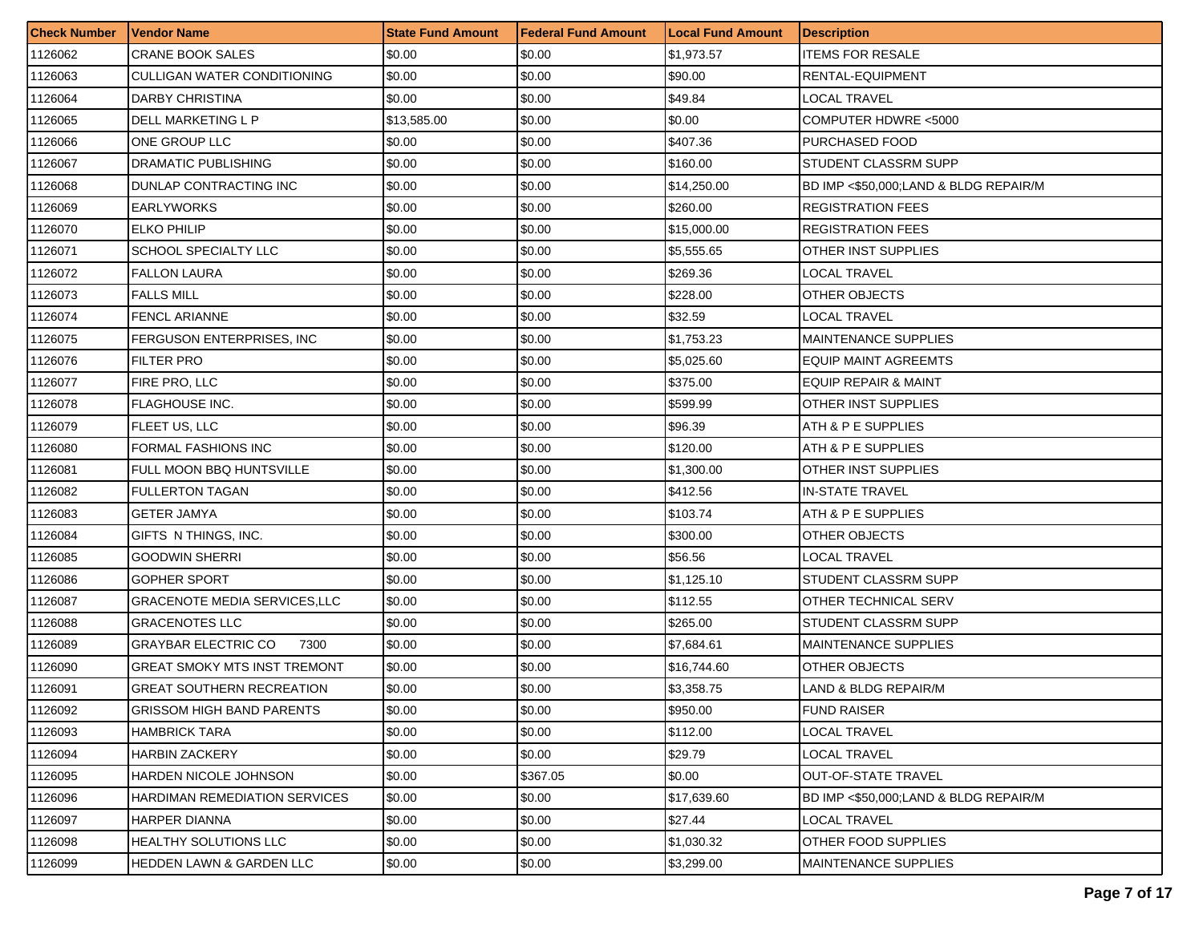| Check Number | Vendor Name | State Fund Amount | Federal Fund Amount | Local Fund Amount | Description |
|---|---|---|---|---|---|
| 1126062 | CRANE BOOK SALES | $0.00 | $0.00 | $1,973.57 | ITEMS FOR RESALE |
| 1126063 | CULLIGAN WATER CONDITIONING | $0.00 | $0.00 | $90.00 | RENTAL-EQUIPMENT |
| 1126064 | DARBY CHRISTINA | $0.00 | $0.00 | $49.84 | LOCAL TRAVEL |
| 1126065 | DELL MARKETING L P | $13,585.00 | $0.00 | $0.00 | COMPUTER HDWRE <5000 |
| 1126066 | ONE GROUP LLC | $0.00 | $0.00 | $407.36 | PURCHASED FOOD |
| 1126067 | DRAMATIC PUBLISHING | $0.00 | $0.00 | $160.00 | STUDENT CLASSRM SUPP |
| 1126068 | DUNLAP CONTRACTING INC | $0.00 | $0.00 | $14,250.00 | BD IMP <$50,000;LAND & BLDG REPAIR/M |
| 1126069 | EARLYWORKS | $0.00 | $0.00 | $260.00 | REGISTRATION FEES |
| 1126070 | ELKO PHILIP | $0.00 | $0.00 | $15,000.00 | REGISTRATION FEES |
| 1126071 | SCHOOL SPECIALTY LLC | $0.00 | $0.00 | $5,555.65 | OTHER INST SUPPLIES |
| 1126072 | FALLON LAURA | $0.00 | $0.00 | $269.36 | LOCAL TRAVEL |
| 1126073 | FALLS MILL | $0.00 | $0.00 | $228.00 | OTHER OBJECTS |
| 1126074 | FENCL ARIANNE | $0.00 | $0.00 | $32.59 | LOCAL TRAVEL |
| 1126075 | FERGUSON ENTERPRISES, INC | $0.00 | $0.00 | $1,753.23 | MAINTENANCE SUPPLIES |
| 1126076 | FILTER PRO | $0.00 | $0.00 | $5,025.60 | EQUIP MAINT AGREEMTS |
| 1126077 | FIRE PRO, LLC | $0.00 | $0.00 | $375.00 | EQUIP REPAIR & MAINT |
| 1126078 | FLAGHOUSE INC. | $0.00 | $0.00 | $599.99 | OTHER INST SUPPLIES |
| 1126079 | FLEET US, LLC | $0.00 | $0.00 | $96.39 | ATH & P E SUPPLIES |
| 1126080 | FORMAL FASHIONS INC | $0.00 | $0.00 | $120.00 | ATH & P E SUPPLIES |
| 1126081 | FULL MOON BBQ HUNTSVILLE | $0.00 | $0.00 | $1,300.00 | OTHER INST SUPPLIES |
| 1126082 | FULLERTON TAGAN | $0.00 | $0.00 | $412.56 | IN-STATE TRAVEL |
| 1126083 | GETER JAMYA | $0.00 | $0.00 | $103.74 | ATH & P E SUPPLIES |
| 1126084 | GIFTS N THINGS, INC. | $0.00 | $0.00 | $300.00 | OTHER OBJECTS |
| 1126085 | GOODWIN SHERRI | $0.00 | $0.00 | $56.56 | LOCAL TRAVEL |
| 1126086 | GOPHER SPORT | $0.00 | $0.00 | $1,125.10 | STUDENT CLASSRM SUPP |
| 1126087 | GRACENOTE MEDIA SERVICES,LLC | $0.00 | $0.00 | $112.55 | OTHER TECHNICAL SERV |
| 1126088 | GRACENOTES LLC | $0.00 | $0.00 | $265.00 | STUDENT CLASSRM SUPP |
| 1126089 | GRAYBAR ELECTRIC CO 7300 | $0.00 | $0.00 | $7,684.61 | MAINTENANCE SUPPLIES |
| 1126090 | GREAT SMOKY MTS INST TREMONT | $0.00 | $0.00 | $16,744.60 | OTHER OBJECTS |
| 1126091 | GREAT SOUTHERN RECREATION | $0.00 | $0.00 | $3,358.75 | LAND & BLDG REPAIR/M |
| 1126092 | GRISSOM HIGH BAND PARENTS | $0.00 | $0.00 | $950.00 | FUND RAISER |
| 1126093 | HAMBRICK TARA | $0.00 | $0.00 | $112.00 | LOCAL TRAVEL |
| 1126094 | HARBIN ZACKERY | $0.00 | $0.00 | $29.79 | LOCAL TRAVEL |
| 1126095 | HARDEN NICOLE JOHNSON | $0.00 | $367.05 | $0.00 | OUT-OF-STATE TRAVEL |
| 1126096 | HARDIMAN REMEDIATION SERVICES | $0.00 | $0.00 | $17,639.60 | BD IMP <$50,000;LAND & BLDG REPAIR/M |
| 1126097 | HARPER DIANNA | $0.00 | $0.00 | $27.44 | LOCAL TRAVEL |
| 1126098 | HEALTHY SOLUTIONS LLC | $0.00 | $0.00 | $1,030.32 | OTHER FOOD SUPPLIES |
| 1126099 | HEDDEN LAWN & GARDEN LLC | $0.00 | $0.00 | $3,299.00 | MAINTENANCE SUPPLIES |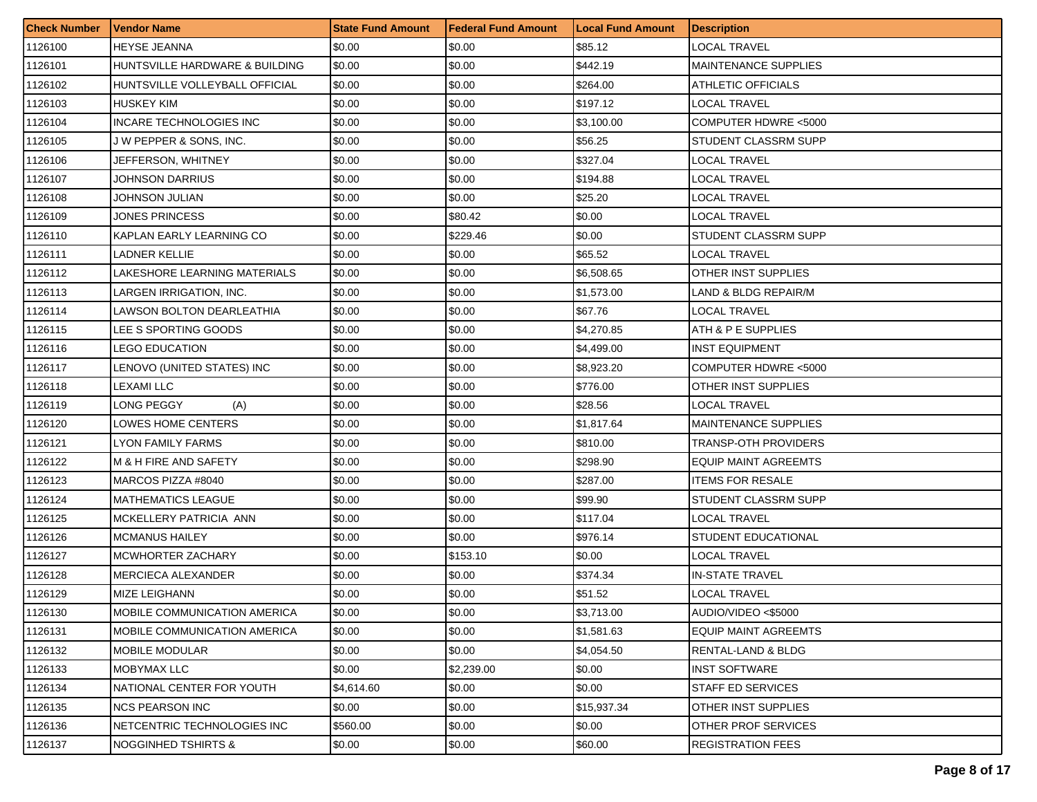| Check Number | Vendor Name | State Fund Amount | Federal Fund Amount | Local Fund Amount | Description |
|---|---|---|---|---|---|
| 1126100 | HEYSE JEANNA | $0.00 | $0.00 | $85.12 | LOCAL TRAVEL |
| 1126101 | HUNTSVILLE HARDWARE & BUILDING | $0.00 | $0.00 | $442.19 | MAINTENANCE SUPPLIES |
| 1126102 | HUNTSVILLE VOLLEYBALL OFFICIAL | $0.00 | $0.00 | $264.00 | ATHLETIC OFFICIALS |
| 1126103 | HUSKEY KIM | $0.00 | $0.00 | $197.12 | LOCAL TRAVEL |
| 1126104 | INCARE TECHNOLOGIES INC | $0.00 | $0.00 | $3,100.00 | COMPUTER HDWRE <5000 |
| 1126105 | J W PEPPER & SONS, INC. | $0.00 | $0.00 | $56.25 | STUDENT CLASSRM SUPP |
| 1126106 | JEFFERSON, WHITNEY | $0.00 | $0.00 | $327.04 | LOCAL TRAVEL |
| 1126107 | JOHNSON DARRIUS | $0.00 | $0.00 | $194.88 | LOCAL TRAVEL |
| 1126108 | JOHNSON JULIAN | $0.00 | $0.00 | $25.20 | LOCAL TRAVEL |
| 1126109 | JONES PRINCESS | $0.00 | $80.42 | $0.00 | LOCAL TRAVEL |
| 1126110 | KAPLAN EARLY LEARNING CO | $0.00 | $229.46 | $0.00 | STUDENT CLASSRM SUPP |
| 1126111 | LADNER KELLIE | $0.00 | $0.00 | $65.52 | LOCAL TRAVEL |
| 1126112 | LAKESHORE LEARNING MATERIALS | $0.00 | $0.00 | $6,508.65 | OTHER INST SUPPLIES |
| 1126113 | LARGEN IRRIGATION, INC. | $0.00 | $0.00 | $1,573.00 | LAND & BLDG REPAIR/M |
| 1126114 | LAWSON BOLTON DEARLEATHIA | $0.00 | $0.00 | $67.76 | LOCAL TRAVEL |
| 1126115 | LEE S SPORTING GOODS | $0.00 | $0.00 | $4,270.85 | ATH & P E SUPPLIES |
| 1126116 | LEGO EDUCATION | $0.00 | $0.00 | $4,499.00 | INST EQUIPMENT |
| 1126117 | LENOVO (UNITED STATES) INC | $0.00 | $0.00 | $8,923.20 | COMPUTER HDWRE <5000 |
| 1126118 | LEXAMI LLC | $0.00 | $0.00 | $776.00 | OTHER INST SUPPLIES |
| 1126119 | LONG PEGGY (A) | $0.00 | $0.00 | $28.56 | LOCAL TRAVEL |
| 1126120 | LOWES HOME CENTERS | $0.00 | $0.00 | $1,817.64 | MAINTENANCE SUPPLIES |
| 1126121 | LYON FAMILY FARMS | $0.00 | $0.00 | $810.00 | TRANSP-OTH PROVIDERS |
| 1126122 | M & H FIRE AND SAFETY | $0.00 | $0.00 | $298.90 | EQUIP MAINT AGREEMTS |
| 1126123 | MARCOS PIZZA #8040 | $0.00 | $0.00 | $287.00 | ITEMS FOR RESALE |
| 1126124 | MATHEMATICS LEAGUE | $0.00 | $0.00 | $99.90 | STUDENT CLASSRM SUPP |
| 1126125 | MCKELLERY PATRICIA ANN | $0.00 | $0.00 | $117.04 | LOCAL TRAVEL |
| 1126126 | MCMANUS HAILEY | $0.00 | $0.00 | $976.14 | STUDENT EDUCATIONAL |
| 1126127 | MCWHORTER ZACHARY | $0.00 | $153.10 | $0.00 | LOCAL TRAVEL |
| 1126128 | MERCIECA ALEXANDER | $0.00 | $0.00 | $374.34 | IN-STATE TRAVEL |
| 1126129 | MIZE LEIGHANN | $0.00 | $0.00 | $51.52 | LOCAL TRAVEL |
| 1126130 | MOBILE COMMUNICATION AMERICA | $0.00 | $0.00 | $3,713.00 | AUDIO/VIDEO <$5000 |
| 1126131 | MOBILE COMMUNICATION AMERICA | $0.00 | $0.00 | $1,581.63 | EQUIP MAINT AGREEMTS |
| 1126132 | MOBILE MODULAR | $0.00 | $0.00 | $4,054.50 | RENTAL-LAND & BLDG |
| 1126133 | MOBYMAX LLC | $0.00 | $2,239.00 | $0.00 | INST SOFTWARE |
| 1126134 | NATIONAL CENTER FOR YOUTH | $4,614.60 | $0.00 | $0.00 | STAFF ED SERVICES |
| 1126135 | NCS PEARSON INC | $0.00 | $0.00 | $15,937.34 | OTHER INST SUPPLIES |
| 1126136 | NETCENTRIC TECHNOLOGIES INC | $560.00 | $0.00 | $0.00 | OTHER PROF SERVICES |
| 1126137 | NOGGINHED TSHIRTS & | $0.00 | $0.00 | $60.00 | REGISTRATION FEES |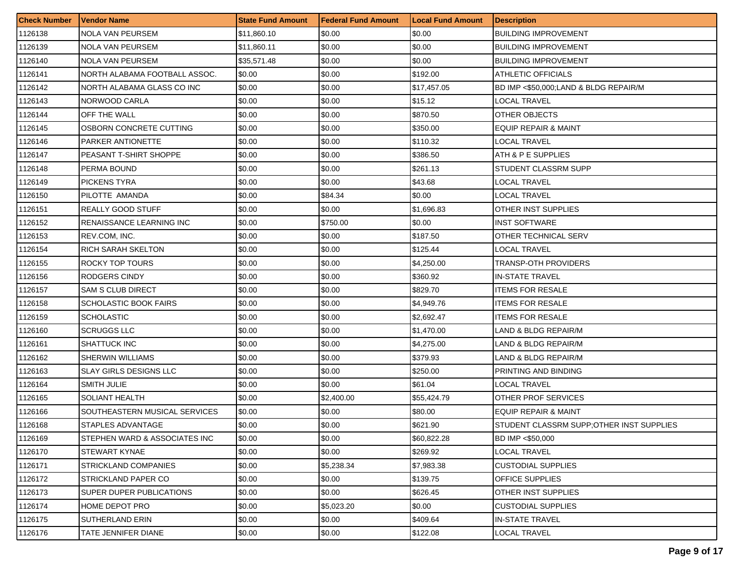| Check Number | Vendor Name | State Fund Amount | Federal Fund Amount | Local Fund Amount | Description |
|---|---|---|---|---|---|
| 1126138 | NOLA VAN PEURSEM | $11,860.10 | $0.00 | $0.00 | BUILDING IMPROVEMENT |
| 1126139 | NOLA VAN PEURSEM | $11,860.11 | $0.00 | $0.00 | BUILDING IMPROVEMENT |
| 1126140 | NOLA VAN PEURSEM | $35,571.48 | $0.00 | $0.00 | BUILDING IMPROVEMENT |
| 1126141 | NORTH ALABAMA FOOTBALL ASSOC. | $0.00 | $0.00 | $192.00 | ATHLETIC OFFICIALS |
| 1126142 | NORTH ALABAMA GLASS CO INC | $0.00 | $0.00 | $17,457.05 | BD IMP <$50,000;LAND & BLDG REPAIR/M |
| 1126143 | NORWOOD CARLA | $0.00 | $0.00 | $15.12 | LOCAL TRAVEL |
| 1126144 | OFF THE WALL | $0.00 | $0.00 | $870.50 | OTHER OBJECTS |
| 1126145 | OSBORN CONCRETE CUTTING | $0.00 | $0.00 | $350.00 | EQUIP REPAIR & MAINT |
| 1126146 | PARKER ANTIONETTE | $0.00 | $0.00 | $110.32 | LOCAL TRAVEL |
| 1126147 | PEASANT T-SHIRT SHOPPE | $0.00 | $0.00 | $386.50 | ATH & P E SUPPLIES |
| 1126148 | PERMA BOUND | $0.00 | $0.00 | $261.13 | STUDENT CLASSRM SUPP |
| 1126149 | PICKENS TYRA | $0.00 | $0.00 | $43.68 | LOCAL TRAVEL |
| 1126150 | PILOTTE AMANDA | $0.00 | $84.34 | $0.00 | LOCAL TRAVEL |
| 1126151 | REALLY GOOD STUFF | $0.00 | $0.00 | $1,696.83 | OTHER INST SUPPLIES |
| 1126152 | RENAISSANCE LEARNING INC | $0.00 | $750.00 | $0.00 | INST SOFTWARE |
| 1126153 | REV.COM, INC. | $0.00 | $0.00 | $187.50 | OTHER TECHNICAL SERV |
| 1126154 | RICH SARAH SKELTON | $0.00 | $0.00 | $125.44 | LOCAL TRAVEL |
| 1126155 | ROCKY TOP TOURS | $0.00 | $0.00 | $4,250.00 | TRANSP-OTH PROVIDERS |
| 1126156 | RODGERS CINDY | $0.00 | $0.00 | $360.92 | IN-STATE TRAVEL |
| 1126157 | SAM S CLUB DIRECT | $0.00 | $0.00 | $829.70 | ITEMS FOR RESALE |
| 1126158 | SCHOLASTIC BOOK FAIRS | $0.00 | $0.00 | $4,949.76 | ITEMS FOR RESALE |
| 1126159 | SCHOLASTIC | $0.00 | $0.00 | $2,692.47 | ITEMS FOR RESALE |
| 1126160 | SCRUGGS LLC | $0.00 | $0.00 | $1,470.00 | LAND & BLDG REPAIR/M |
| 1126161 | SHATTUCK INC | $0.00 | $0.00 | $4,275.00 | LAND & BLDG REPAIR/M |
| 1126162 | SHERWIN WILLIAMS | $0.00 | $0.00 | $379.93 | LAND & BLDG REPAIR/M |
| 1126163 | SLAY GIRLS DESIGNS LLC | $0.00 | $0.00 | $250.00 | PRINTING AND BINDING |
| 1126164 | SMITH JULIE | $0.00 | $0.00 | $61.04 | LOCAL TRAVEL |
| 1126165 | SOLIANT HEALTH | $0.00 | $2,400.00 | $55,424.79 | OTHER PROF SERVICES |
| 1126166 | SOUTHEASTERN MUSICAL SERVICES | $0.00 | $0.00 | $80.00 | EQUIP REPAIR & MAINT |
| 1126168 | STAPLES ADVANTAGE | $0.00 | $0.00 | $621.90 | STUDENT CLASSRM SUPP;OTHER INST SUPPLIES |
| 1126169 | STEPHEN WARD & ASSOCIATES INC | $0.00 | $0.00 | $60,822.28 | BD IMP <$50,000 |
| 1126170 | STEWART KYNAE | $0.00 | $0.00 | $269.92 | LOCAL TRAVEL |
| 1126171 | STRICKLAND COMPANIES | $0.00 | $5,238.34 | $7,983.38 | CUSTODIAL SUPPLIES |
| 1126172 | STRICKLAND PAPER CO | $0.00 | $0.00 | $139.75 | OFFICE SUPPLIES |
| 1126173 | SUPER DUPER PUBLICATIONS | $0.00 | $0.00 | $626.45 | OTHER INST SUPPLIES |
| 1126174 | HOME DEPOT PRO | $0.00 | $5,023.20 | $0.00 | CUSTODIAL SUPPLIES |
| 1126175 | SUTHERLAND ERIN | $0.00 | $0.00 | $409.64 | IN-STATE TRAVEL |
| 1126176 | TATE JENNIFER DIANE | $0.00 | $0.00 | $122.08 | LOCAL TRAVEL |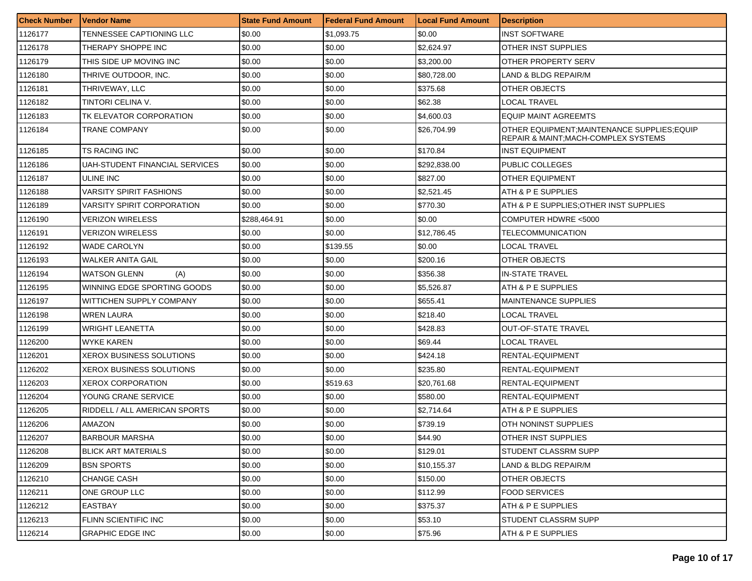| Check Number | Vendor Name | State Fund Amount | Federal Fund Amount | Local Fund Amount | Description |
| --- | --- | --- | --- | --- | --- |
| 1126177 | TENNESSEE CAPTIONING LLC | $0.00 | $1,093.75 | $0.00 | INST SOFTWARE |
| 1126178 | THERAPY SHOPPE INC | $0.00 | $0.00 | $2,624.97 | OTHER INST SUPPLIES |
| 1126179 | THIS SIDE UP MOVING INC | $0.00 | $0.00 | $3,200.00 | OTHER PROPERTY SERV |
| 1126180 | THRIVE OUTDOOR, INC. | $0.00 | $0.00 | $80,728.00 | LAND & BLDG REPAIR/M |
| 1126181 | THRIVEWAY, LLC | $0.00 | $0.00 | $375.68 | OTHER OBJECTS |
| 1126182 | TINTORI CELINA V. | $0.00 | $0.00 | $62.38 | LOCAL TRAVEL |
| 1126183 | TK ELEVATOR CORPORATION | $0.00 | $0.00 | $4,600.03 | EQUIP MAINT AGREEMTS |
| 1126184 | TRANE COMPANY | $0.00 | $0.00 | $26,704.99 | OTHER EQUIPMENT;MAINTENANCE SUPPLIES;EQUIP REPAIR & MAINT;MACH-COMPLEX SYSTEMS |
| 1126185 | TS RACING INC | $0.00 | $0.00 | $170.84 | INST EQUIPMENT |
| 1126186 | UAH-STUDENT FINANCIAL SERVICES | $0.00 | $0.00 | $292,838.00 | PUBLIC COLLEGES |
| 1126187 | ULINE INC | $0.00 | $0.00 | $827.00 | OTHER EQUIPMENT |
| 1126188 | VARSITY SPIRIT FASHIONS | $0.00 | $0.00 | $2,521.45 | ATH & P E SUPPLIES |
| 1126189 | VARSITY SPIRIT CORPORATION | $0.00 | $0.00 | $770.30 | ATH & P E SUPPLIES;OTHER INST SUPPLIES |
| 1126190 | VERIZON WIRELESS | $288,464.91 | $0.00 | $0.00 | COMPUTER HDWRE <5000 |
| 1126191 | VERIZON WIRELESS | $0.00 | $0.00 | $12,786.45 | TELECOMMUNICATION |
| 1126192 | WADE CAROLYN | $0.00 | $139.55 | $0.00 | LOCAL TRAVEL |
| 1126193 | WALKER ANITA GAIL | $0.00 | $0.00 | $200.16 | OTHER OBJECTS |
| 1126194 | WATSON GLENN (A) | $0.00 | $0.00 | $356.38 | IN-STATE TRAVEL |
| 1126195 | WINNING EDGE SPORTING GOODS | $0.00 | $0.00 | $5,526.87 | ATH & P E SUPPLIES |
| 1126197 | WITTICHEN SUPPLY COMPANY | $0.00 | $0.00 | $655.41 | MAINTENANCE SUPPLIES |
| 1126198 | WREN LAURA | $0.00 | $0.00 | $218.40 | LOCAL TRAVEL |
| 1126199 | WRIGHT LEANETTA | $0.00 | $0.00 | $428.83 | OUT-OF-STATE TRAVEL |
| 1126200 | WYKE KAREN | $0.00 | $0.00 | $69.44 | LOCAL TRAVEL |
| 1126201 | XEROX BUSINESS SOLUTIONS | $0.00 | $0.00 | $424.18 | RENTAL-EQUIPMENT |
| 1126202 | XEROX BUSINESS SOLUTIONS | $0.00 | $0.00 | $235.80 | RENTAL-EQUIPMENT |
| 1126203 | XEROX CORPORATION | $0.00 | $519.63 | $20,761.68 | RENTAL-EQUIPMENT |
| 1126204 | YOUNG CRANE SERVICE | $0.00 | $0.00 | $580.00 | RENTAL-EQUIPMENT |
| 1126205 | RIDDELL / ALL AMERICAN SPORTS | $0.00 | $0.00 | $2,714.64 | ATH & P E SUPPLIES |
| 1126206 | AMAZON | $0.00 | $0.00 | $739.19 | OTH NONINST SUPPLIES |
| 1126207 | BARBOUR MARSHA | $0.00 | $0.00 | $44.90 | OTHER INST SUPPLIES |
| 1126208 | BLICK ART MATERIALS | $0.00 | $0.00 | $129.01 | STUDENT CLASSRM SUPP |
| 1126209 | BSN SPORTS | $0.00 | $0.00 | $10,155.37 | LAND & BLDG REPAIR/M |
| 1126210 | CHANGE CASH | $0.00 | $0.00 | $150.00 | OTHER OBJECTS |
| 1126211 | ONE GROUP LLC | $0.00 | $0.00 | $112.99 | FOOD SERVICES |
| 1126212 | EASTBAY | $0.00 | $0.00 | $375.37 | ATH & P E SUPPLIES |
| 1126213 | FLINN SCIENTIFIC INC | $0.00 | $0.00 | $53.10 | STUDENT CLASSRM SUPP |
| 1126214 | GRAPHIC EDGE INC | $0.00 | $0.00 | $75.96 | ATH & P E SUPPLIES |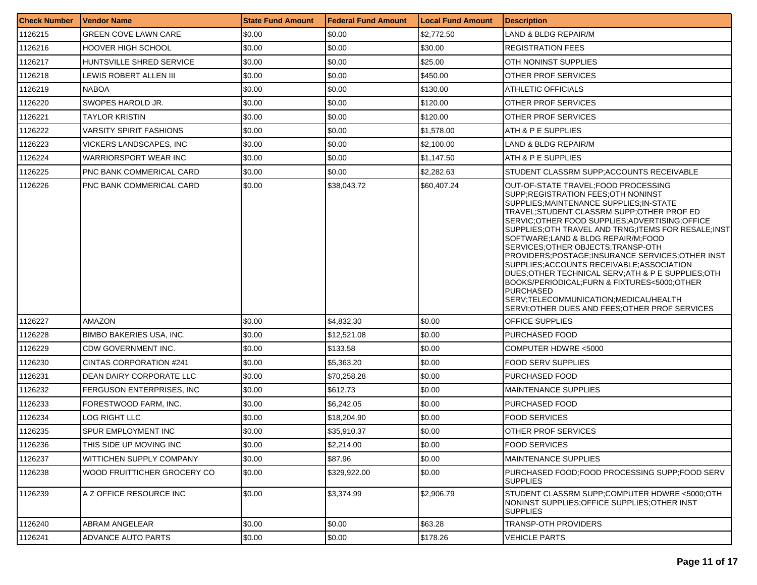| Check Number | Vendor Name | State Fund Amount | Federal Fund Amount | Local Fund Amount | Description |
|---|---|---|---|---|---|
| 1126215 | GREEN COVE LAWN CARE | $0.00 | $0.00 | $2,772.50 | LAND & BLDG REPAIR/M |
| 1126216 | HOOVER HIGH SCHOOL | $0.00 | $0.00 | $30.00 | REGISTRATION FEES |
| 1126217 | HUNTSVILLE SHRED SERVICE | $0.00 | $0.00 | $25.00 | OTH NONINST SUPPLIES |
| 1126218 | LEWIS ROBERT ALLEN III | $0.00 | $0.00 | $450.00 | OTHER PROF SERVICES |
| 1126219 | NABOA | $0.00 | $0.00 | $130.00 | ATHLETIC OFFICIALS |
| 1126220 | SWOPES HAROLD JR. | $0.00 | $0.00 | $120.00 | OTHER PROF SERVICES |
| 1126221 | TAYLOR KRISTIN | $0.00 | $0.00 | $120.00 | OTHER PROF SERVICES |
| 1126222 | VARSITY SPIRIT FASHIONS | $0.00 | $0.00 | $1,578.00 | ATH & P E SUPPLIES |
| 1126223 | VICKERS LANDSCAPES, INC | $0.00 | $0.00 | $2,100.00 | LAND & BLDG REPAIR/M |
| 1126224 | WARRIORSPORT WEAR INC | $0.00 | $0.00 | $1,147.50 | ATH & P E SUPPLIES |
| 1126225 | PNC BANK COMMERICAL CARD | $0.00 | $0.00 | $2,282.63 | STUDENT CLASSRM SUPP;ACCOUNTS RECEIVABLE |
| 1126226 | PNC BANK COMMERICAL CARD | $0.00 | $38,043.72 | $60,407.24 | OUT-OF-STATE TRAVEL;FOOD PROCESSING SUPP;REGISTRATION FEES;OTH NONINST SUPPLIES;MAINTENANCE SUPPLIES;IN-STATE TRAVEL;STUDENT CLASSRM SUPP;OTHER PROF ED SERVIC;OTHER FOOD SUPPLIES;ADVERTISING;OFFICE SUPPLIES;OTH TRAVEL AND TRNG;ITEMS FOR RESALE;INST SOFTWARE;LAND & BLDG REPAIR/M;FOOD SERVICES;OTHER OBJECTS;TRANSP-OTH PROVIDERS;POSTAGE;INSURANCE SERVICES;OTHER INST SUPPLIES;ACCOUNTS RECEIVABLE;ASSOCIATION DUES;OTHER TECHNICAL SERV;ATH & P E SUPPLIES;OTH BOOKS/PERIODICAL;FURN & FIXTURES<5000;OTHER PURCHASED SERV;TELECOMMUNICATION;MEDICAL/HEALTH SERVI;OTHER DUES AND FEES;OTHER PROF SERVICES |
| 1126227 | AMAZON | $0.00 | $4,832.30 | $0.00 | OFFICE SUPPLIES |
| 1126228 | BIMBO BAKERIES USA, INC. | $0.00 | $12,521.08 | $0.00 | PURCHASED FOOD |
| 1126229 | CDW GOVERNMENT INC. | $0.00 | $133.58 | $0.00 | COMPUTER HDWRE <5000 |
| 1126230 | CINTAS CORPORATION #241 | $0.00 | $5,363.20 | $0.00 | FOOD SERV SUPPLIES |
| 1126231 | DEAN DAIRY CORPORATE LLC | $0.00 | $70,258.28 | $0.00 | PURCHASED FOOD |
| 1126232 | FERGUSON ENTERPRISES, INC | $0.00 | $612.73 | $0.00 | MAINTENANCE SUPPLIES |
| 1126233 | FORESTWOOD FARM, INC. | $0.00 | $6,242.05 | $0.00 | PURCHASED FOOD |
| 1126234 | LOG RIGHT LLC | $0.00 | $18,204.90 | $0.00 | FOOD SERVICES |
| 1126235 | SPUR EMPLOYMENT INC | $0.00 | $35,910.37 | $0.00 | OTHER PROF SERVICES |
| 1126236 | THIS SIDE UP MOVING INC | $0.00 | $2,214.00 | $0.00 | FOOD SERVICES |
| 1126237 | WITTICHEN SUPPLY COMPANY | $0.00 | $87.96 | $0.00 | MAINTENANCE SUPPLIES |
| 1126238 | WOOD FRUITTICHER GROCERY CO | $0.00 | $329,922.00 | $0.00 | PURCHASED FOOD;FOOD PROCESSING SUPP;FOOD SERV SUPPLIES |
| 1126239 | A Z OFFICE RESOURCE INC | $0.00 | $3,374.99 | $2,906.79 | STUDENT CLASSRM SUPP;COMPUTER HDWRE <5000;OTH NONINST SUPPLIES;OFFICE SUPPLIES;OTHER INST SUPPLIES |
| 1126240 | ABRAM ANGELEAR | $0.00 | $0.00 | $63.28 | TRANSP-OTH PROVIDERS |
| 1126241 | ADVANCE AUTO PARTS | $0.00 | $0.00 | $178.26 | VEHICLE PARTS |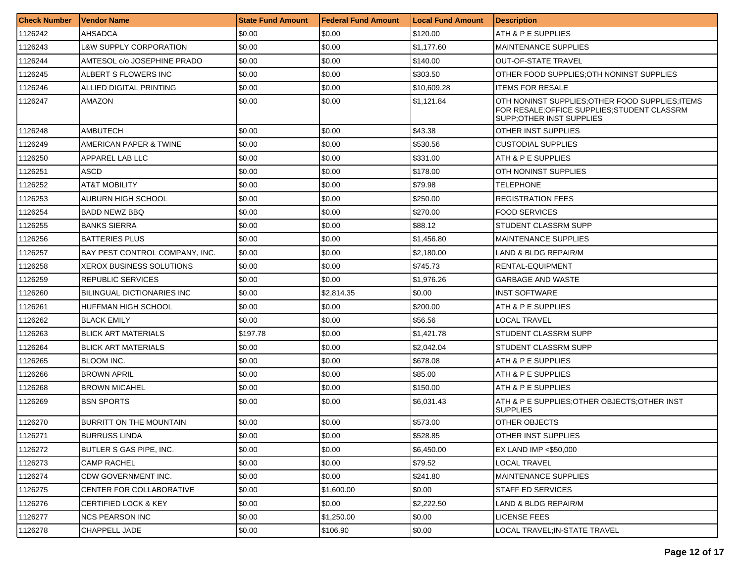| Check Number | Vendor Name | State Fund Amount | Federal Fund Amount | Local Fund Amount | Description |
| --- | --- | --- | --- | --- | --- |
| 1126242 | AHSADCA | $0.00 | $0.00 | $120.00 | ATH & P E SUPPLIES |
| 1126243 | L&W SUPPLY CORPORATION | $0.00 | $0.00 | $1,177.60 | MAINTENANCE SUPPLIES |
| 1126244 | AMTESOL c/o JOSEPHINE PRADO | $0.00 | $0.00 | $140.00 | OUT-OF-STATE TRAVEL |
| 1126245 | ALBERT S FLOWERS INC | $0.00 | $0.00 | $303.50 | OTHER FOOD SUPPLIES;OTH NONINST SUPPLIES |
| 1126246 | ALLIED DIGITAL PRINTING | $0.00 | $0.00 | $10,609.28 | ITEMS FOR RESALE |
| 1126247 | AMAZON | $0.00 | $0.00 | $1,121.84 | OTH NONINST SUPPLIES;OTHER FOOD SUPPLIES;ITEMS FOR RESALE;OFFICE SUPPLIES;STUDENT CLASSRM SUPP;OTHER INST SUPPLIES |
| 1126248 | AMBUTECH | $0.00 | $0.00 | $43.38 | OTHER INST SUPPLIES |
| 1126249 | AMERICAN PAPER & TWINE | $0.00 | $0.00 | $530.56 | CUSTODIAL SUPPLIES |
| 1126250 | APPAREL LAB LLC | $0.00 | $0.00 | $331.00 | ATH & P E SUPPLIES |
| 1126251 | ASCD | $0.00 | $0.00 | $178.00 | OTH NONINST SUPPLIES |
| 1126252 | AT&T MOBILITY | $0.00 | $0.00 | $79.98 | TELEPHONE |
| 1126253 | AUBURN HIGH SCHOOL | $0.00 | $0.00 | $250.00 | REGISTRATION FEES |
| 1126254 | BADD NEWZ BBQ | $0.00 | $0.00 | $270.00 | FOOD SERVICES |
| 1126255 | BANKS SIERRA | $0.00 | $0.00 | $88.12 | STUDENT CLASSRM SUPP |
| 1126256 | BATTERIES PLUS | $0.00 | $0.00 | $1,456.80 | MAINTENANCE SUPPLIES |
| 1126257 | BAY PEST CONTROL COMPANY, INC. | $0.00 | $0.00 | $2,180.00 | LAND & BLDG REPAIR/M |
| 1126258 | XEROX BUSINESS SOLUTIONS | $0.00 | $0.00 | $745.73 | RENTAL-EQUIPMENT |
| 1126259 | REPUBLIC SERVICES | $0.00 | $0.00 | $1,976.26 | GARBAGE AND WASTE |
| 1126260 | BILINGUAL DICTIONARIES INC | $0.00 | $2,814.35 | $0.00 | INST SOFTWARE |
| 1126261 | HUFFMAN HIGH SCHOOL | $0.00 | $0.00 | $200.00 | ATH & P E SUPPLIES |
| 1126262 | BLACK EMILY | $0.00 | $0.00 | $56.56 | LOCAL TRAVEL |
| 1126263 | BLICK ART MATERIALS | $197.78 | $0.00 | $1,421.78 | STUDENT CLASSRM SUPP |
| 1126264 | BLICK ART MATERIALS | $0.00 | $0.00 | $2,042.04 | STUDENT CLASSRM SUPP |
| 1126265 | BLOOM INC. | $0.00 | $0.00 | $678.08 | ATH & P E SUPPLIES |
| 1126266 | BROWN APRIL | $0.00 | $0.00 | $85.00 | ATH & P E SUPPLIES |
| 1126268 | BROWN MICAHEL | $0.00 | $0.00 | $150.00 | ATH & P E SUPPLIES |
| 1126269 | BSN SPORTS | $0.00 | $0.00 | $6,031.43 | ATH & P E SUPPLIES;OTHER OBJECTS;OTHER INST SUPPLIES |
| 1126270 | BURRITT ON THE MOUNTAIN | $0.00 | $0.00 | $573.00 | OTHER OBJECTS |
| 1126271 | BURRUSS LINDA | $0.00 | $0.00 | $528.85 | OTHER INST SUPPLIES |
| 1126272 | BUTLER S GAS PIPE, INC. | $0.00 | $0.00 | $6,450.00 | EX LAND IMP <$50,000 |
| 1126273 | CAMP RACHEL | $0.00 | $0.00 | $79.52 | LOCAL TRAVEL |
| 1126274 | CDW GOVERNMENT INC. | $0.00 | $0.00 | $241.80 | MAINTENANCE SUPPLIES |
| 1126275 | CENTER FOR COLLABORATIVE | $0.00 | $1,600.00 | $0.00 | STAFF ED SERVICES |
| 1126276 | CERTIFIED LOCK & KEY | $0.00 | $0.00 | $2,222.50 | LAND & BLDG REPAIR/M |
| 1126277 | NCS PEARSON INC | $0.00 | $1,250.00 | $0.00 | LICENSE FEES |
| 1126278 | CHAPPELL JADE | $0.00 | $106.90 | $0.00 | LOCAL TRAVEL;IN-STATE TRAVEL |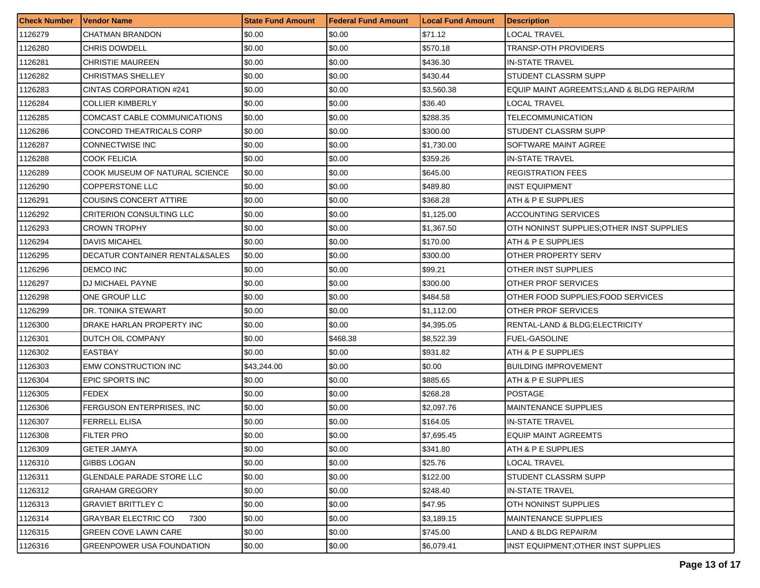| Check Number | Vendor Name | State Fund Amount | Federal Fund Amount | Local Fund Amount | Description |
|---|---|---|---|---|---|
| 1126279 | CHATMAN BRANDON | $0.00 | $0.00 | $71.12 | LOCAL TRAVEL |
| 1126280 | CHRIS DOWDELL | $0.00 | $0.00 | $570.18 | TRANSP-OTH PROVIDERS |
| 1126281 | CHRISTIE MAUREEN | $0.00 | $0.00 | $436.30 | IN-STATE TRAVEL |
| 1126282 | CHRISTMAS SHELLEY | $0.00 | $0.00 | $430.44 | STUDENT CLASSRM SUPP |
| 1126283 | CINTAS CORPORATION #241 | $0.00 | $0.00 | $3,560.38 | EQUIP MAINT AGREEMTS;LAND & BLDG REPAIR/M |
| 1126284 | COLLIER KIMBERLY | $0.00 | $0.00 | $36.40 | LOCAL TRAVEL |
| 1126285 | COMCAST CABLE COMMUNICATIONS | $0.00 | $0.00 | $288.35 | TELECOMMUNICATION |
| 1126286 | CONCORD THEATRICALS CORP | $0.00 | $0.00 | $300.00 | STUDENT CLASSRM SUPP |
| 1126287 | CONNECTWISE INC | $0.00 | $0.00 | $1,730.00 | SOFTWARE MAINT AGREE |
| 1126288 | COOK FELICIA | $0.00 | $0.00 | $359.26 | IN-STATE TRAVEL |
| 1126289 | COOK MUSEUM OF NATURAL SCIENCE | $0.00 | $0.00 | $645.00 | REGISTRATION FEES |
| 1126290 | COPPERSTONE LLC | $0.00 | $0.00 | $489.80 | INST EQUIPMENT |
| 1126291 | COUSINS CONCERT ATTIRE | $0.00 | $0.00 | $368.28 | ATH & P E SUPPLIES |
| 1126292 | CRITERION CONSULTING LLC | $0.00 | $0.00 | $1,125.00 | ACCOUNTING SERVICES |
| 1126293 | CROWN TROPHY | $0.00 | $0.00 | $1,367.50 | OTH NONINST SUPPLIES;OTHER INST SUPPLIES |
| 1126294 | DAVIS MICAHEL | $0.00 | $0.00 | $170.00 | ATH & P E SUPPLIES |
| 1126295 | DECATUR CONTAINER RENTAL&SALES | $0.00 | $0.00 | $300.00 | OTHER PROPERTY SERV |
| 1126296 | DEMCO INC | $0.00 | $0.00 | $99.21 | OTHER INST SUPPLIES |
| 1126297 | DJ MICHAEL PAYNE | $0.00 | $0.00 | $300.00 | OTHER PROF SERVICES |
| 1126298 | ONE GROUP LLC | $0.00 | $0.00 | $484.58 | OTHER FOOD SUPPLIES;FOOD SERVICES |
| 1126299 | DR. TONIKA STEWART | $0.00 | $0.00 | $1,112.00 | OTHER PROF SERVICES |
| 1126300 | DRAKE HARLAN PROPERTY INC | $0.00 | $0.00 | $4,395.05 | RENTAL-LAND & BLDG;ELECTRICITY |
| 1126301 | DUTCH OIL COMPANY | $0.00 | $468.38 | $8,522.39 | FUEL-GASOLINE |
| 1126302 | EASTBAY | $0.00 | $0.00 | $931.82 | ATH & P E SUPPLIES |
| 1126303 | EMW CONSTRUCTION INC | $43,244.00 | $0.00 | $0.00 | BUILDING IMPROVEMENT |
| 1126304 | EPIC SPORTS INC | $0.00 | $0.00 | $885.65 | ATH & P E SUPPLIES |
| 1126305 | FEDEX | $0.00 | $0.00 | $268.28 | POSTAGE |
| 1126306 | FERGUSON ENTERPRISES, INC | $0.00 | $0.00 | $2,097.76 | MAINTENANCE SUPPLIES |
| 1126307 | FERRELL ELISA | $0.00 | $0.00 | $164.05 | IN-STATE TRAVEL |
| 1126308 | FILTER PRO | $0.00 | $0.00 | $7,695.45 | EQUIP MAINT AGREEMTS |
| 1126309 | GETER JAMYA | $0.00 | $0.00 | $341.80 | ATH & P E SUPPLIES |
| 1126310 | GIBBS LOGAN | $0.00 | $0.00 | $25.76 | LOCAL TRAVEL |
| 1126311 | GLENDALE PARADE STORE LLC | $0.00 | $0.00 | $122.00 | STUDENT CLASSRM SUPP |
| 1126312 | GRAHAM GREGORY | $0.00 | $0.00 | $248.40 | IN-STATE TRAVEL |
| 1126313 | GRAVIET BRITTLEY C | $0.00 | $0.00 | $47.95 | OTH NONINST SUPPLIES |
| 1126314 | GRAYBAR ELECTRIC CO 7300 | $0.00 | $0.00 | $3,189.15 | MAINTENANCE SUPPLIES |
| 1126315 | GREEN COVE LAWN CARE | $0.00 | $0.00 | $745.00 | LAND & BLDG REPAIR/M |
| 1126316 | GREENPOWER USA FOUNDATION | $0.00 | $0.00 | $6,079.41 | INST EQUIPMENT;OTHER INST SUPPLIES |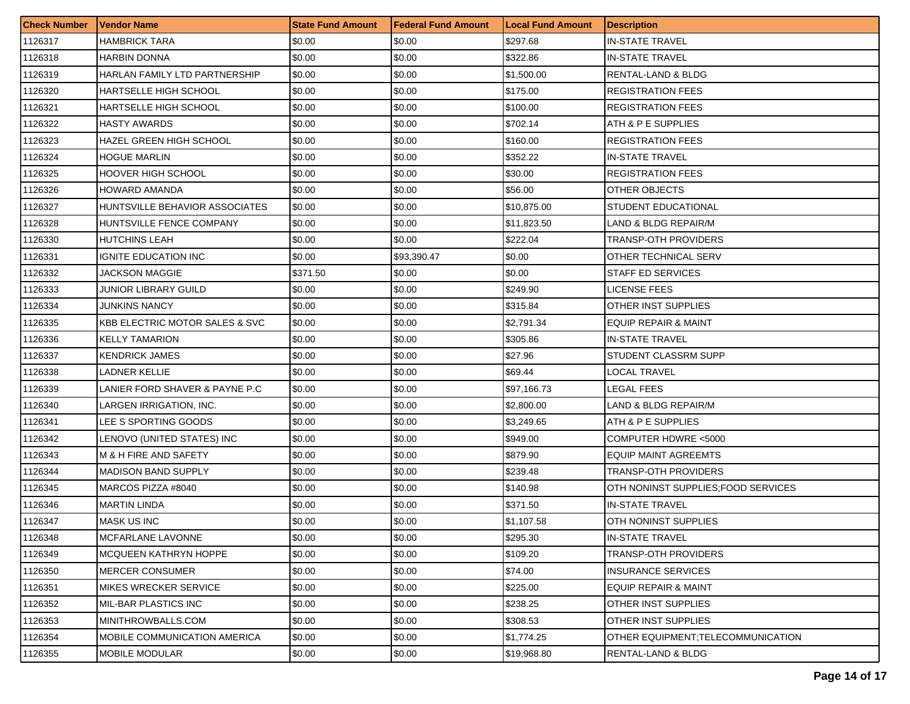| Check Number | Vendor Name | State Fund Amount | Federal Fund Amount | Local Fund Amount | Description |
|---|---|---|---|---|---|
| 1126317 | HAMBRICK TARA | $0.00 | $0.00 | $297.68 | IN-STATE TRAVEL |
| 1126318 | HARBIN DONNA | $0.00 | $0.00 | $322.86 | IN-STATE TRAVEL |
| 1126319 | HARLAN FAMILY LTD PARTNERSHIP | $0.00 | $0.00 | $1,500.00 | RENTAL-LAND & BLDG |
| 1126320 | HARTSELLE HIGH SCHOOL | $0.00 | $0.00 | $175.00 | REGISTRATION FEES |
| 1126321 | HARTSELLE HIGH SCHOOL | $0.00 | $0.00 | $100.00 | REGISTRATION FEES |
| 1126322 | HASTY AWARDS | $0.00 | $0.00 | $702.14 | ATH & P E SUPPLIES |
| 1126323 | HAZEL GREEN HIGH SCHOOL | $0.00 | $0.00 | $160.00 | REGISTRATION FEES |
| 1126324 | HOGUE MARLIN | $0.00 | $0.00 | $352.22 | IN-STATE TRAVEL |
| 1126325 | HOOVER HIGH SCHOOL | $0.00 | $0.00 | $30.00 | REGISTRATION FEES |
| 1126326 | HOWARD AMANDA | $0.00 | $0.00 | $56.00 | OTHER OBJECTS |
| 1126327 | HUNTSVILLE BEHAVIOR ASSOCIATES | $0.00 | $0.00 | $10,875.00 | STUDENT EDUCATIONAL |
| 1126328 | HUNTSVILLE FENCE COMPANY | $0.00 | $0.00 | $11,823.50 | LAND & BLDG REPAIR/M |
| 1126330 | HUTCHINS LEAH | $0.00 | $0.00 | $222.04 | TRANSP-OTH PROVIDERS |
| 1126331 | IGNITE EDUCATION INC | $0.00 | $93,390.47 | $0.00 | OTHER TECHNICAL SERV |
| 1126332 | JACKSON MAGGIE | $371.50 | $0.00 | $0.00 | STAFF ED SERVICES |
| 1126333 | JUNIOR LIBRARY GUILD | $0.00 | $0.00 | $249.90 | LICENSE FEES |
| 1126334 | JUNKINS NANCY | $0.00 | $0.00 | $315.84 | OTHER INST SUPPLIES |
| 1126335 | KBB ELECTRIC MOTOR SALES & SVC | $0.00 | $0.00 | $2,791.34 | EQUIP REPAIR & MAINT |
| 1126336 | KELLY TAMARION | $0.00 | $0.00 | $305.86 | IN-STATE TRAVEL |
| 1126337 | KENDRICK JAMES | $0.00 | $0.00 | $27.96 | STUDENT CLASSRM SUPP |
| 1126338 | LADNER KELLIE | $0.00 | $0.00 | $69.44 | LOCAL TRAVEL |
| 1126339 | LANIER FORD SHAVER & PAYNE P.C | $0.00 | $0.00 | $97,166.73 | LEGAL FEES |
| 1126340 | LARGEN IRRIGATION, INC. | $0.00 | $0.00 | $2,800.00 | LAND & BLDG REPAIR/M |
| 1126341 | LEE S SPORTING GOODS | $0.00 | $0.00 | $3,249.65 | ATH & P E SUPPLIES |
| 1126342 | LENOVO (UNITED STATES) INC | $0.00 | $0.00 | $949.00 | COMPUTER HDWRE <5000 |
| 1126343 | M & H FIRE AND SAFETY | $0.00 | $0.00 | $879.90 | EQUIP MAINT AGREEMTS |
| 1126344 | MADISON BAND SUPPLY | $0.00 | $0.00 | $239.48 | TRANSP-OTH PROVIDERS |
| 1126345 | MARCOS PIZZA #8040 | $0.00 | $0.00 | $140.98 | OTH NONINST SUPPLIES;FOOD SERVICES |
| 1126346 | MARTIN LINDA | $0.00 | $0.00 | $371.50 | IN-STATE TRAVEL |
| 1126347 | MASK US INC | $0.00 | $0.00 | $1,107.58 | OTH NONINST SUPPLIES |
| 1126348 | MCFARLANE LAVONNE | $0.00 | $0.00 | $295.30 | IN-STATE TRAVEL |
| 1126349 | MCQUEEN KATHRYN HOPPE | $0.00 | $0.00 | $109.20 | TRANSP-OTH PROVIDERS |
| 1126350 | MERCER CONSUMER | $0.00 | $0.00 | $74.00 | INSURANCE SERVICES |
| 1126351 | MIKES WRECKER SERVICE | $0.00 | $0.00 | $225.00 | EQUIP REPAIR & MAINT |
| 1126352 | MIL-BAR PLASTICS INC | $0.00 | $0.00 | $238.25 | OTHER INST SUPPLIES |
| 1126353 | MINITHROWBALLS.COM | $0.00 | $0.00 | $308.53 | OTHER INST SUPPLIES |
| 1126354 | MOBILE COMMUNICATION AMERICA | $0.00 | $0.00 | $1,774.25 | OTHER EQUIPMENT;TELECOMMUNICATION |
| 1126355 | MOBILE MODULAR | $0.00 | $0.00 | $19,968.80 | RENTAL-LAND & BLDG |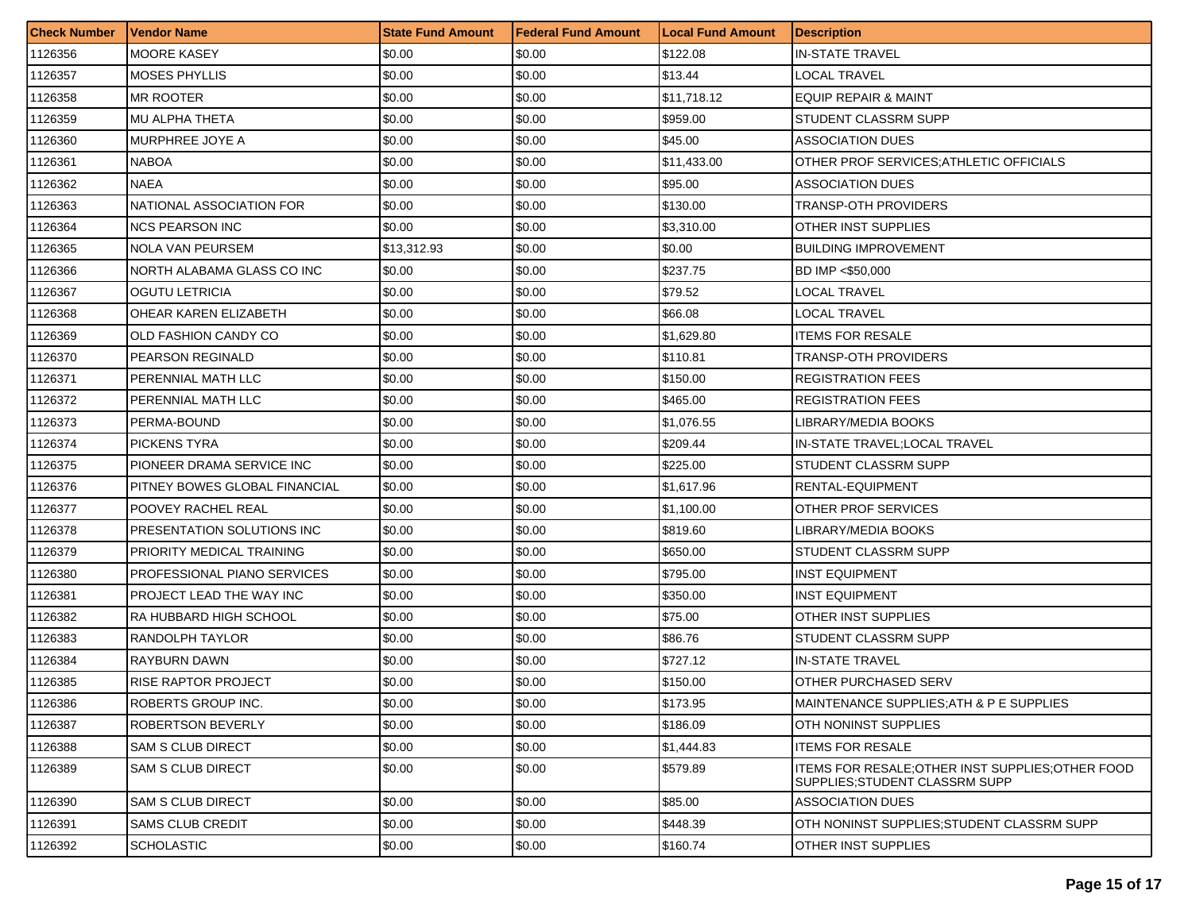| Check Number | Vendor Name | State Fund Amount | Federal Fund Amount | Local Fund Amount | Description |
|---|---|---|---|---|---|
| 1126356 | MOORE KASEY | $0.00 | $0.00 | $122.08 | IN-STATE TRAVEL |
| 1126357 | MOSES PHYLLIS | $0.00 | $0.00 | $13.44 | LOCAL TRAVEL |
| 1126358 | MR ROOTER | $0.00 | $0.00 | $11,718.12 | EQUIP REPAIR & MAINT |
| 1126359 | MU ALPHA THETA | $0.00 | $0.00 | $959.00 | STUDENT CLASSRM SUPP |
| 1126360 | MURPHREE JOYE A | $0.00 | $0.00 | $45.00 | ASSOCIATION DUES |
| 1126361 | NABOA | $0.00 | $0.00 | $11,433.00 | OTHER PROF SERVICES;ATHLETIC OFFICIALS |
| 1126362 | NAEA | $0.00 | $0.00 | $95.00 | ASSOCIATION DUES |
| 1126363 | NATIONAL ASSOCIATION FOR | $0.00 | $0.00 | $130.00 | TRANSP-OTH PROVIDERS |
| 1126364 | NCS PEARSON INC | $0.00 | $0.00 | $3,310.00 | OTHER INST SUPPLIES |
| 1126365 | NOLA VAN PEURSEM | $13,312.93 | $0.00 | $0.00 | BUILDING IMPROVEMENT |
| 1126366 | NORTH ALABAMA GLASS CO INC | $0.00 | $0.00 | $237.75 | BD IMP <$50,000 |
| 1126367 | OGUTU LETRICIA | $0.00 | $0.00 | $79.52 | LOCAL TRAVEL |
| 1126368 | OHEAR KAREN ELIZABETH | $0.00 | $0.00 | $66.08 | LOCAL TRAVEL |
| 1126369 | OLD FASHION CANDY CO | $0.00 | $0.00 | $1,629.80 | ITEMS FOR RESALE |
| 1126370 | PEARSON REGINALD | $0.00 | $0.00 | $110.81 | TRANSP-OTH PROVIDERS |
| 1126371 | PERENNIAL MATH LLC | $0.00 | $0.00 | $150.00 | REGISTRATION FEES |
| 1126372 | PERENNIAL MATH LLC | $0.00 | $0.00 | $465.00 | REGISTRATION FEES |
| 1126373 | PERMA-BOUND | $0.00 | $0.00 | $1,076.55 | LIBRARY/MEDIA BOOKS |
| 1126374 | PICKENS TYRA | $0.00 | $0.00 | $209.44 | IN-STATE TRAVEL;LOCAL TRAVEL |
| 1126375 | PIONEER DRAMA SERVICE INC | $0.00 | $0.00 | $225.00 | STUDENT CLASSRM SUPP |
| 1126376 | PITNEY BOWES GLOBAL FINANCIAL | $0.00 | $0.00 | $1,617.96 | RENTAL-EQUIPMENT |
| 1126377 | POOVEY RACHEL REAL | $0.00 | $0.00 | $1,100.00 | OTHER PROF SERVICES |
| 1126378 | PRESENTATION SOLUTIONS INC | $0.00 | $0.00 | $819.60 | LIBRARY/MEDIA BOOKS |
| 1126379 | PRIORITY MEDICAL TRAINING | $0.00 | $0.00 | $650.00 | STUDENT CLASSRM SUPP |
| 1126380 | PROFESSIONAL PIANO SERVICES | $0.00 | $0.00 | $795.00 | INST EQUIPMENT |
| 1126381 | PROJECT LEAD THE WAY INC | $0.00 | $0.00 | $350.00 | INST EQUIPMENT |
| 1126382 | RA HUBBARD HIGH SCHOOL | $0.00 | $0.00 | $75.00 | OTHER INST SUPPLIES |
| 1126383 | RANDOLPH TAYLOR | $0.00 | $0.00 | $86.76 | STUDENT CLASSRM SUPP |
| 1126384 | RAYBURN DAWN | $0.00 | $0.00 | $727.12 | IN-STATE TRAVEL |
| 1126385 | RISE RAPTOR PROJECT | $0.00 | $0.00 | $150.00 | OTHER PURCHASED SERV |
| 1126386 | ROBERTS GROUP INC. | $0.00 | $0.00 | $173.95 | MAINTENANCE SUPPLIES;ATH & P E SUPPLIES |
| 1126387 | ROBERTSON BEVERLY | $0.00 | $0.00 | $186.09 | OTH NONINST SUPPLIES |
| 1126388 | SAM S CLUB DIRECT | $0.00 | $0.00 | $1,444.83 | ITEMS FOR RESALE |
| 1126389 | SAM S CLUB DIRECT | $0.00 | $0.00 | $579.89 | ITEMS FOR RESALE;OTHER INST SUPPLIES;OTHER FOOD SUPPLIES;STUDENT CLASSRM SUPP |
| 1126390 | SAM S CLUB DIRECT | $0.00 | $0.00 | $85.00 | ASSOCIATION DUES |
| 1126391 | SAMS CLUB CREDIT | $0.00 | $0.00 | $448.39 | OTH NONINST SUPPLIES;STUDENT CLASSRM SUPP |
| 1126392 | SCHOLASTIC | $0.00 | $0.00 | $160.74 | OTHER INST SUPPLIES |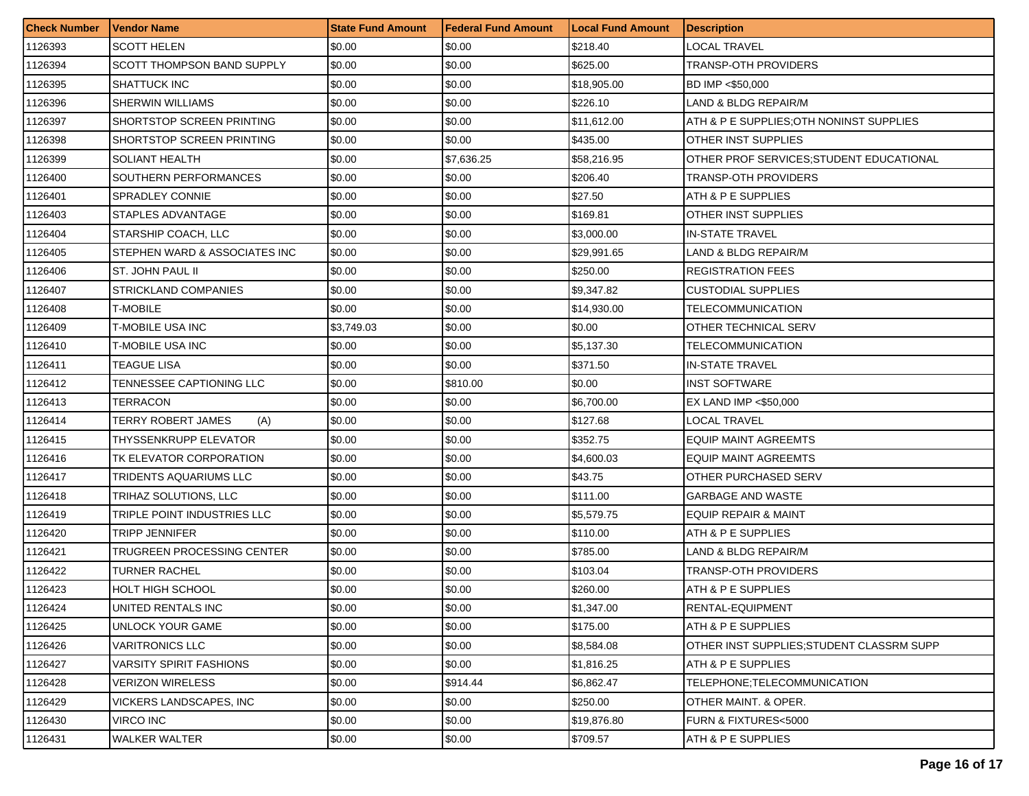| Check Number | Vendor Name | State Fund Amount | Federal Fund Amount | Local Fund Amount | Description |
|---|---|---|---|---|---|
| 1126393 | SCOTT HELEN | $0.00 | $0.00 | $218.40 | LOCAL TRAVEL |
| 1126394 | SCOTT THOMPSON BAND SUPPLY | $0.00 | $0.00 | $625.00 | TRANSP-OTH PROVIDERS |
| 1126395 | SHATTUCK INC | $0.00 | $0.00 | $18,905.00 | BD IMP <$50,000 |
| 1126396 | SHERWIN WILLIAMS | $0.00 | $0.00 | $226.10 | LAND & BLDG REPAIR/M |
| 1126397 | SHORTSTOP SCREEN PRINTING | $0.00 | $0.00 | $11,612.00 | ATH & P E SUPPLIES;OTH NONINST SUPPLIES |
| 1126398 | SHORTSTOP SCREEN PRINTING | $0.00 | $0.00 | $435.00 | OTHER INST SUPPLIES |
| 1126399 | SOLIANT HEALTH | $0.00 | $7,636.25 | $58,216.95 | OTHER PROF SERVICES;STUDENT EDUCATIONAL |
| 1126400 | SOUTHERN PERFORMANCES | $0.00 | $0.00 | $206.40 | TRANSP-OTH PROVIDERS |
| 1126401 | SPRADLEY CONNIE | $0.00 | $0.00 | $27.50 | ATH & P E SUPPLIES |
| 1126403 | STAPLES ADVANTAGE | $0.00 | $0.00 | $169.81 | OTHER INST SUPPLIES |
| 1126404 | STARSHIP COACH, LLC | $0.00 | $0.00 | $3,000.00 | IN-STATE TRAVEL |
| 1126405 | STEPHEN WARD & ASSOCIATES INC | $0.00 | $0.00 | $29,991.65 | LAND & BLDG REPAIR/M |
| 1126406 | ST. JOHN PAUL II | $0.00 | $0.00 | $250.00 | REGISTRATION FEES |
| 1126407 | STRICKLAND COMPANIES | $0.00 | $0.00 | $9,347.82 | CUSTODIAL SUPPLIES |
| 1126408 | T-MOBILE | $0.00 | $0.00 | $14,930.00 | TELECOMMUNICATION |
| 1126409 | T-MOBILE USA INC | $3,749.03 | $0.00 | $0.00 | OTHER TECHNICAL SERV |
| 1126410 | T-MOBILE USA INC | $0.00 | $0.00 | $5,137.30 | TELECOMMUNICATION |
| 1126411 | TEAGUE LISA | $0.00 | $0.00 | $371.50 | IN-STATE TRAVEL |
| 1126412 | TENNESSEE CAPTIONING LLC | $0.00 | $810.00 | $0.00 | INST SOFTWARE |
| 1126413 | TERRACON | $0.00 | $0.00 | $6,700.00 | EX LAND IMP <$50,000 |
| 1126414 | TERRY ROBERT JAMES (A) | $0.00 | $0.00 | $127.68 | LOCAL TRAVEL |
| 1126415 | THYSSENKRUPP ELEVATOR | $0.00 | $0.00 | $352.75 | EQUIP MAINT AGREEMTS |
| 1126416 | TK ELEVATOR CORPORATION | $0.00 | $0.00 | $4,600.03 | EQUIP MAINT AGREEMTS |
| 1126417 | TRIDENTS AQUARIUMS LLC | $0.00 | $0.00 | $43.75 | OTHER PURCHASED SERV |
| 1126418 | TRIHAZ SOLUTIONS, LLC | $0.00 | $0.00 | $111.00 | GARBAGE AND WASTE |
| 1126419 | TRIPLE POINT INDUSTRIES LLC | $0.00 | $0.00 | $5,579.75 | EQUIP REPAIR & MAINT |
| 1126420 | TRIPP JENNIFER | $0.00 | $0.00 | $110.00 | ATH & P E SUPPLIES |
| 1126421 | TRUGREEN PROCESSING CENTER | $0.00 | $0.00 | $785.00 | LAND & BLDG REPAIR/M |
| 1126422 | TURNER RACHEL | $0.00 | $0.00 | $103.04 | TRANSP-OTH PROVIDERS |
| 1126423 | HOLT HIGH SCHOOL | $0.00 | $0.00 | $260.00 | ATH & P E SUPPLIES |
| 1126424 | UNITED RENTALS INC | $0.00 | $0.00 | $1,347.00 | RENTAL-EQUIPMENT |
| 1126425 | UNLOCK YOUR GAME | $0.00 | $0.00 | $175.00 | ATH & P E SUPPLIES |
| 1126426 | VARITRONICS LLC | $0.00 | $0.00 | $8,584.08 | OTHER INST SUPPLIES;STUDENT CLASSRM SUPP |
| 1126427 | VARSITY SPIRIT FASHIONS | $0.00 | $0.00 | $1,816.25 | ATH & P E SUPPLIES |
| 1126428 | VERIZON WIRELESS | $0.00 | $914.44 | $6,862.47 | TELEPHONE;TELECOMMUNICATION |
| 1126429 | VICKERS LANDSCAPES, INC | $0.00 | $0.00 | $250.00 | OTHER MAINT. & OPER. |
| 1126430 | VIRCO INC | $0.00 | $0.00 | $19,876.80 | FURN & FIXTURES<5000 |
| 1126431 | WALKER WALTER | $0.00 | $0.00 | $709.57 | ATH & P E SUPPLIES |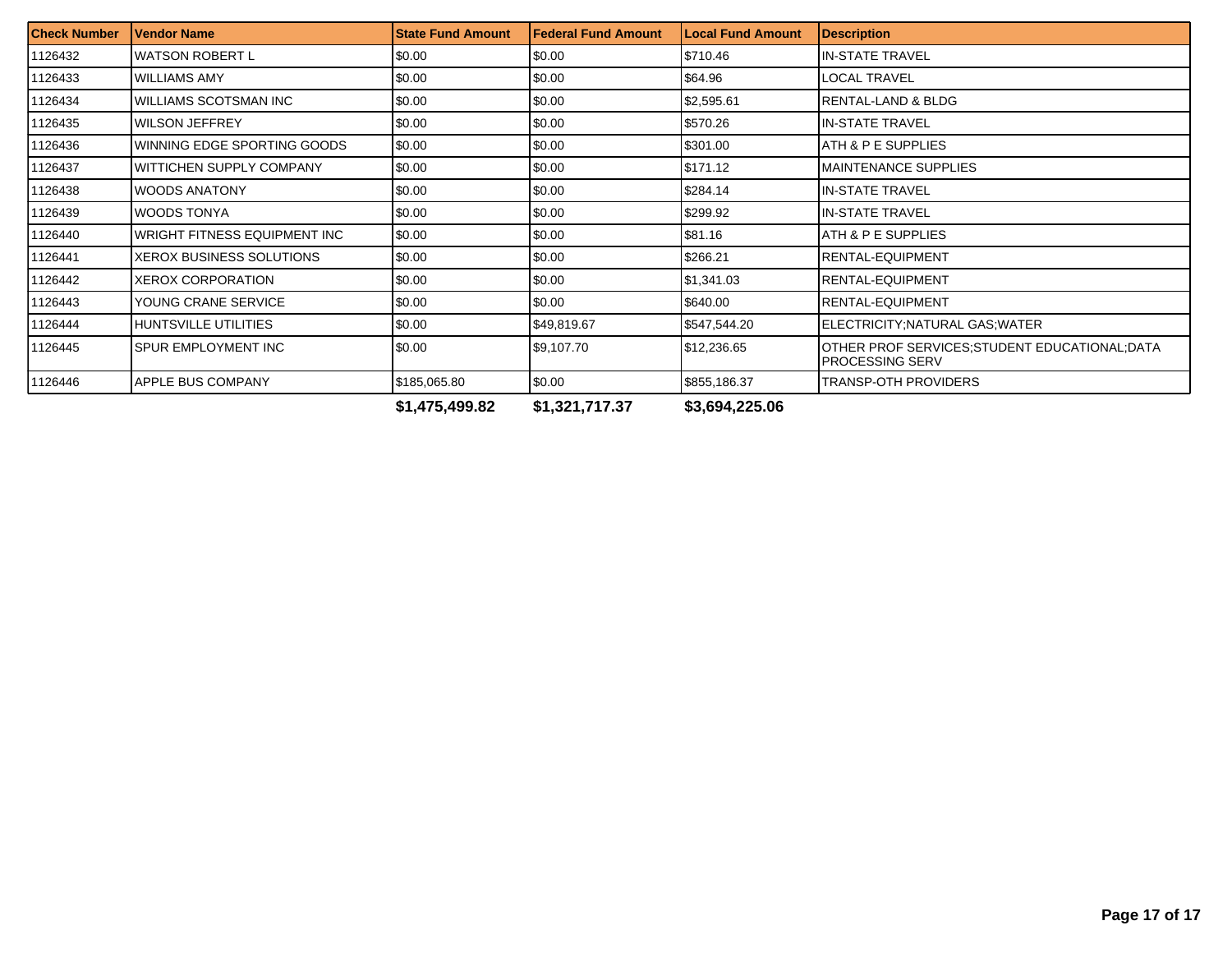| Check Number | Vendor Name | State Fund Amount | Federal Fund Amount | Local Fund Amount | Description |
|---|---|---|---|---|---|
| 1126432 | WATSON ROBERT L | $0.00 | $0.00 | $710.46 | IN-STATE TRAVEL |
| 1126433 | WILLIAMS AMY | $0.00 | $0.00 | $64.96 | LOCAL TRAVEL |
| 1126434 | WILLIAMS SCOTSMAN INC | $0.00 | $0.00 | $2,595.61 | RENTAL-LAND & BLDG |
| 1126435 | WILSON JEFFREY | $0.00 | $0.00 | $570.26 | IN-STATE TRAVEL |
| 1126436 | WINNING EDGE SPORTING GOODS | $0.00 | $0.00 | $301.00 | ATH & P E SUPPLIES |
| 1126437 | WITTICHEN SUPPLY COMPANY | $0.00 | $0.00 | $171.12 | MAINTENANCE SUPPLIES |
| 1126438 | WOODS ANATONY | $0.00 | $0.00 | $284.14 | IN-STATE TRAVEL |
| 1126439 | WOODS TONYA | $0.00 | $0.00 | $299.92 | IN-STATE TRAVEL |
| 1126440 | WRIGHT FITNESS EQUIPMENT INC | $0.00 | $0.00 | $81.16 | ATH & P E SUPPLIES |
| 1126441 | XEROX BUSINESS SOLUTIONS | $0.00 | $0.00 | $266.21 | RENTAL-EQUIPMENT |
| 1126442 | XEROX CORPORATION | $0.00 | $0.00 | $1,341.03 | RENTAL-EQUIPMENT |
| 1126443 | YOUNG CRANE SERVICE | $0.00 | $0.00 | $640.00 | RENTAL-EQUIPMENT |
| 1126444 | HUNTSVILLE UTILITIES | $0.00 | $49,819.67 | $547,544.20 | ELECTRICITY;NATURAL GAS;WATER |
| 1126445 | SPUR EMPLOYMENT INC | $0.00 | $9,107.70 | $12,236.65 | OTHER PROF SERVICES;STUDENT EDUCATIONAL;DATA PROCESSING SERV |
| 1126446 | APPLE BUS COMPANY | $185,065.80 | $0.00 | $855,186.37 | TRANSP-OTH PROVIDERS |
| | | **$1,475,499.82** | **$1,321,717.37** | **$3,694,225.06** | |